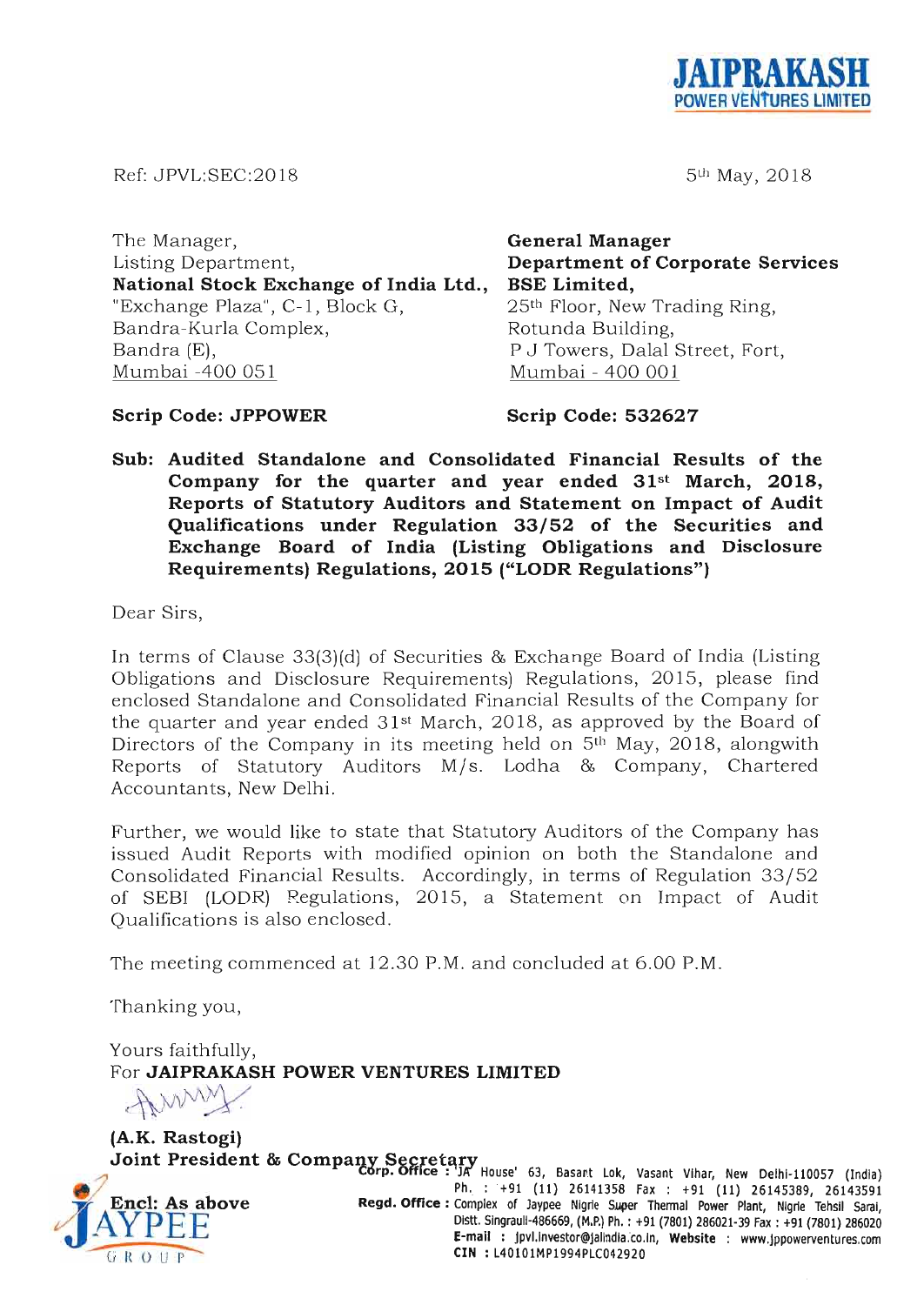**JAIPRAKASH**
**POWER VENTURES LIMITED**

Ref: JPVL:SEC:2018

5th May, 2018

The Manager,
Listing Department,
**National Stock Exchange of India Ltd.,**
"Exchange Plaza", C-1, Block G,
Bandra-Kurla Complex,
Bandra (E),
Mumbai -400 051

**Scrip Code: JPPOWER**

**General Manager**
**Department of Corporate Services**
**BSE Limited,**
25th Floor, New Trading Ring,
Rotunda Building,
P J Towers, Dalal Street, Fort,
Mumbai - 400 001

**Scrip Code: 532627**

**Sub: Audited Standalone and Consolidated Financial Results of the Company for the quarter and year ended 31st March, 2018, Reports of Statutory Auditors and Statement on Impact of Audit Qualifications under Regulation 33/52 of the Securities and Exchange Board of India (Listing Obligations and Disclosure Requirements) Regulations, 2015 ("LODR Regulations")**

Dear Sirs,

In terms of Clause 33(3)(d) of Securities & Exchange Board of India (Listing Obligations and Disclosure Requirements) Regulations, 2015, please find enclosed Standalone and Consolidated Financial Results of the Company for the quarter and year ended 31st March, 2018, as approved by the Board of Directors of the Company in its meeting held on 5th May, 2018, alongwith Reports of Statutory Auditors M/s. Lodha & Company, Chartered Accountants, New Delhi.

Further, we would like to state that Statutory Auditors of the Company has issued Audit Reports with modified opinion on both the Standalone and Consolidated Financial Results. Accordingly, in terms of Regulation 33/52 of SEBI (LODR) Regulations, 2015, a Statement on Impact of Audit Qualifications is also enclosed.

The meeting commenced at 12.30 P.M. and concluded at 6.00 P.M.

Thanking you,

Yours faithfully,
For **JAIPRAKASH POWER VENTURES LIMITED**

**(A.K. Rastogi)**
**Joint President & Company Secretary**

**Encl: As above**

**JAYPEE GROUP**

**Corp. Office :** 'JA' House' 63, Basant Lok, Vasant Vihar, New Delhi-110057 (India)
Ph. : +91 (11) 26141358 Fax : +91 (11) 26145389, 26143591
**Regd. Office :** Complex of Jaypee Nigrie Super Thermal Power Plant, Nigrie Tehsil Sarai, Distt. Singrauli-486669, (M.P.) Ph. : +91 (7801) 286021-39 Fax : +91 (7801) 286020
**E-mail :** jpvl.investor@jalindia.co.in, **Website :** www.jppowerventures.com
**CIN :** L40101MP1994PLC042920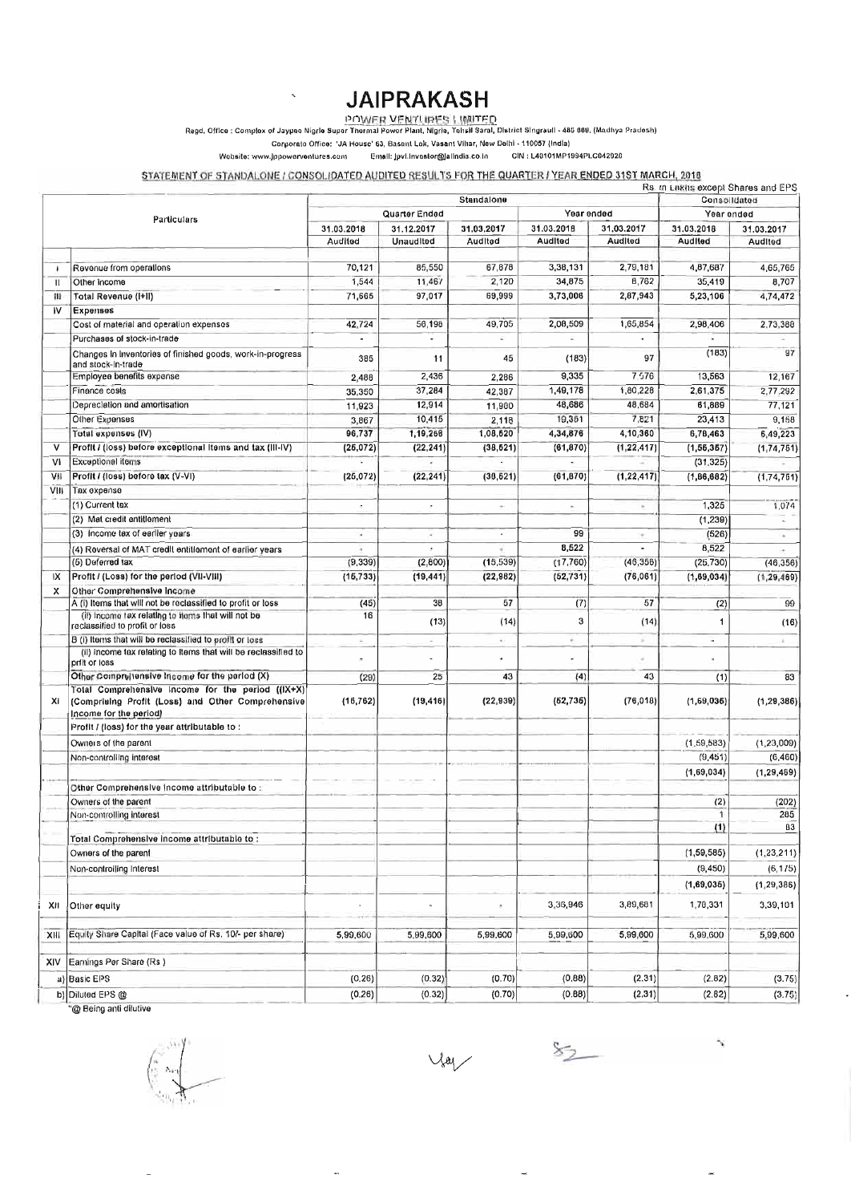# JAIPRAKASH

POWER VENTURES LIMITED

Regd. Office : Complex of Jaypee Nigrie Super Thermal Power Plant, Nigrie, Tehsil Sarai, District Singrauli - 486 669, (Madhya Pradesh)

Corporate Office: 'JA House' 63, Basant Lok, Vasant Vihar, New Delhi - 110057 (India)

Website: www.jppowerventures.com Email: jpvl.investor@jalindia.co.in CIN : L40101MP1994PLC042920

## STATEMENT OF STANDALONE / CONSOLIDATED AUDITED RESULTS FOR THE QUARTER / YEAR ENDED 31ST MARCH, 2018

Rs. in Lakhs except Shares and EPS

| | Particulars | Standalone | | | | | Consolidated | |
|---|---|---|---|---|---|---|---|---|
| | | Quarter Ended | | | Year ended | | Year ended | |
| | | 31.03.2018 | 31.12.2017 | 31.03.2017 | 31.03.2018 | 31.03.2017 | 31.03.2018 | 31.03.2017 |
| | | Audited | Unaudited | Audited | Audited | Audited | Audited | Audited |
| I | Revenue from operations | 70,121 | 85,550 | 67,878 | 3,38,131 | 2,79,181 | 4,87,687 | 4,65,765 |
| II | Other income | 1,544 | 11,467 | 2,120 | 34,875 | 8,762 | 35,419 | 8,707 |
| III | Total Revenue (I+II) | 71,665 | 97,017 | 69,999 | 3,73,006 | 2,87,943 | 5,23,106 | 4,74,472 |
| IV | Expenses | | | | | | | |
| | Cost of material and operation expenses | 42,724 | 56,198 | 49,705 | 2,08,509 | 1,65,854 | 2,98,406 | 2,73,388 |
| | Purchases of stock-in-trade | - | - | - | - | - | - | - |
| | Changes in inventories of finished goods, work-in-progress and stock-in-trade | 385 | 11 | 45 | (183) | 97 | (183) | 97 |
| | Employee benefits expense | 2,488 | 2,436 | 2,286 | 9,335 | 7,576 | 13,563 | 12,167 |
| | Finance costs | 35,350 | 37,284 | 42,387 | 1,49,178 | 1,80,228 | 2,61,375 | 2,77,292 |
| | Depreciation and amortisation | 11,923 | 12,914 | 11,980 | 48,686 | 48,684 | 61,889 | 77,121 |
| | Other Expenses | 3,867 | 10,415 | 2,118 | 19,351 | 7,821 | 23,413 | 9,158 |
| | Total expenses (IV) | 96,737 | 1,19,258 | 1,08,520 | 4,34,876 | 4,10,360 | 6,78,463 | 6,49,223 |
| V | Profit / (loss) before exceptional items and tax (III-IV) | (25,072) | (22,241) | (38,521) | (61,870) | (1,22,417) | (1,55,357) | (1,74,751) |
| VI | Exceptional items | - | - | - | - | - | (31,325) | - |
| VII | Profit / (loss) before tax (V-VI) | (25,072) | (22,241) | (38,521) | (61,870) | (1,22,417) | (1,86,682) | (1,74,751) |
| VIII | Tax expense | | | | | | | |
| | (1) Current tax | - | - | - | - | - | 1,325 | 1,074 |
| | (2) Mat credit entitlement | | | | | | (1,239) | - |
| | (3) Income tax of earlier years | - | - | - | 99 | - | (526) | - |
| | (4) Reversal of MAT credit entitlement of earlier years | - | - | - | 8,522 | - | 8,522 | - |
| | (5) Deferred tax | (9,339) | (2,800) | (15,539) | (17,760) | (46,356) | (25,730) | (46,356) |
| IX | Profit / (Loss) for the period (VII-VIII) | (15,733) | (19,441) | (22,982) | (52,731) | (76,061) | (1,69,034) | (1,29,469) |
| X | Other Comprehensive Income | | | | | | | |
| | A (i) Items that will not be reclassified to profit or loss | (45) | 38 | 57 | (7) | 57 | (2) | 99 |
| | (ii) Income tax relating to items that will not be reclassified to profit or loss | 16 | (13) | (14) | 3 | (14) | 1 | (16) |
| | B (i) Items that will be reclassified to profit or loss | - | - | - | - | - | - | - |
| | (ii) Income tax relating to items that will be reclassified to prfit or loss | - | - | - | - | - | - | |
| | Other Comprehensive Income for the period (X) | (29) | 25 | 43 | (4) | 43 | (1) | 83 |
| XI | Total Comprehensive Income for the period ((IX+X) (Comprising Profit (Loss) and Other Comprehensive Income for the period) | (15,762) | (19,416) | (22,939) | (52,735) | (76,018) | (1,69,035) | (1,29,386) |
| | Profit / (loss) for the year attributable to : | | | | | | | |
| | Owners of the parent | | | | | | (1,59,583) | (1,23,009) |
| | Non-controlling interest | | | | | | (9,451) | (6,460) |
| | | | | | | | (1,69,034) | (1,29,469) |
| | Other Comprehensive Income attributable to : | | | | | | | |
| | Owners of the parent | | | | | | (2) | (202) |
| | Non-controlling interest | | | | | | 1 | 285 |
| | | | | | | | (1) | 83 |
| | Total Comprehensive Income attributable to : | | | | | | | |
| | Owners of the parent | | | | | | (1,59,585) | (1,23,211) |
| | Non-controlling interest | | | | | | (9,450) | (6,175) |
| | | | | | | | (1,69,035) | (1,29,386) |
| XII | Other equity | - | - | - | 3,36,946 | 3,89,681 | 1,70,331 | 3,39,101 |
| XIII | Equity Share Capital (Face value of Rs. 10/- per share) | 5,99,600 | 5,99,600 | 5,99,600 | 5,99,600 | 5,99,600 | 5,99,600 | 5,99,600 |
| XIV | Earnings Per Share (Rs.) | | | | | | | |
| a) | Basic EPS | (0.26) | (0.32) | (0.70) | (0.88) | (2.31) | (2.82) | (3.75) |
| b) | Diluted EPS @ | (0.26) | (0.32) | (0.70) | (0.88) | (2.31) | (2.82) | (3.75) |

"@ Being anti dilutive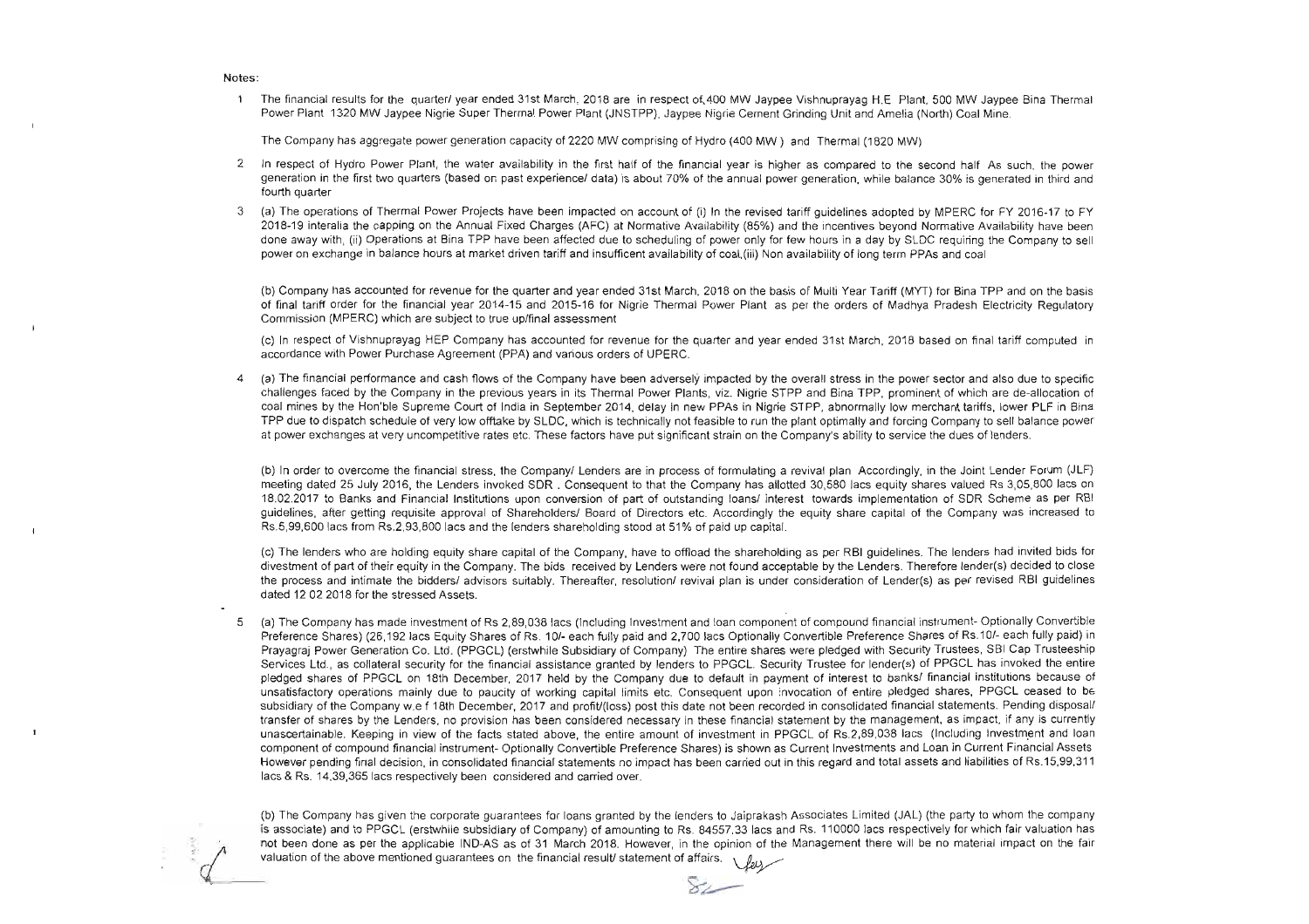Notes:

1 The financial results for the quarter/ year ended 31st March, 2018 are in respect of 400 MW Jaypee Vishnuprayag H.E Plant, 500 MW Jaypee Bina Thermal Power Plant 1320 MW Jaypee Nigrie Super Thermal Power Plant (JNSTPP), Jaypee Nigrie Cement Grinding Unit and Amelia (North) Coal Mine.

The Company has aggregate power generation capacity of 2220 MW comprising of Hydro (400 MW ) and Thermal (1820 MW)

2 In respect of Hydro Power Plant, the water availability in the first half of the financial year is higher as compared to the second half As such, the power generation in the first two quarters (based on past experience/ data) is about 70% of the annual power generation, while balance 30% is generated in third and fourth quarter

3 (a) The operations of Thermal Power Projects have been impacted on account of (i) In the revised tariff guidelines adopted by MPERC for FY 2016-17 to FY 2018-19 interalia the capping on the Annual Fixed Charges (AFC) at Normative Availability (85%) and the incentives beyond Normative Availability have been done away with, (ii) Operations at Bina TPP have been affected due to scheduling of power only for few hours in a day by SLDC requiring the Company to sell power on exchange in balance hours at market driven tariff and insufficent availability of coal,(iii) Non availability of long term PPAs and coal

(b) Company has accounted for revenue for the quarter and year ended 31st March, 2018 on the basis of Multi Year Tariff (MYT) for Bina TPP and on the basis of final tariff order for the financial year 2014-15 and 2015-16 for Nigrie Thermal Power Plant as per the orders of Madhya Pradesh Electricity Regulatory Commission (MPERC) which are subject to true up/final assessment

(c) In respect of Vishnuprayag HEP Company has accounted for revenue for the quarter and year ended 31st March, 2018 based on final tariff computed in accordance with Power Purchase Agreement (PPA) and various orders of UPERC.

4 (a) The financial performance and cash flows of the Company have been adversely impacted by the overall stress in the power sector and also due to specific challenges faced by the Company in the previous years in its Thermal Power Plants, viz. Nigrie STPP and Bina TPP, prominent of which are de-allocation of coal mines by the Hon'ble Supreme Court of India in September 2014, delay in new PPAs in Nigrie STPP, abnormally low merchant tariffs, lower PLF in Bina TPP due to dispatch schedule of very low offtake by SLDC, which is technically not feasible to run the plant optimally and forcing Company to sell balance power at power exchanges at very uncompetitive rates etc. These factors have put significant strain on the Company's ability to service the dues of lenders.

(b) In order to overcome the financial stress, the Company/ Lenders are in process of formulating a revival plan Accordingly, in the Joint Lender Forum (JLF) meeting dated 25 July 2016, the Lenders invoked SDR . Consequent to that the Company has allotted 30,580 lacs equity shares valued Rs 3,05,800 lacs on 18.02.2017 to Banks and Financial Institutions upon conversion of part of outstanding loans/ interest towards implementation of SDR Scheme as per RBI guidelines, after getting requisite approval of Shareholders/ Board of Directors etc. Accordingly the equity share capital of the Company was increased to Rs.5,99,600 lacs from Rs.2,93,800 lacs and the lenders shareholding stood at 51% of paid up capital.

(c) The lenders who are holding equity share capital of the Company, have to offload the shareholding as per RBI guidelines. The lenders had invited bids for divestment of part of their equity in the Company. The bids received by Lenders were not found acceptable by the Lenders. Therefore lender(s) decided to close the process and intimate the bidders/ advisors suitably. Thereafter, resolution/ revival plan is under consideration of Lender(s) as per revised RBI guidelines dated 12 02 2018 for the stressed Assets.

5 (a) The Company has made investment of Rs 2,89,038 lacs (Including Investment and loan component of compound financial instrument- Optionally Convertible Preference Shares) (26,192 lacs Equity Shares of Rs. 10/- each fully paid and 2,700 lacs Optionally Convertible Preference Shares of Rs.10/- each fully paid) in Prayagraj Power Generation Co. Ltd. (PPGCL) (erstwhile Subsidiary of Company) The entire shares were pledged with Security Trustees, SBI Cap Trusteeship Services Ltd., as collateral security for the financial assistance granted by lenders to PPGCL. Security Trustee for lender(s) of PPGCL has invoked the entire pledged shares of PPGCL on 18th December, 2017 held by the Company due to default in payment of interest to banks/ financial institutions because of unsatisfactory operations mainly due to paucity of working capital limits etc. Consequent upon invocation of entire pledged shares, PPGCL ceased to be subsidiary of the Company w.e.f 18th December, 2017 and profit/(loss) post this date not been recorded in consolidated financial statements. Pending disposal/ transfer of shares by the Lenders, no provision has been considered necessary in these financial statement by the management, as impact, if any is currently unascertainable. Keeping in view of the facts stated above, the entire amount of investment in PPGCL of Rs.2,89,038 lacs (Including Investment and loan component of compound financial instrument- Optionally Convertible Preference Shares) is shown as Current Investments and Loan in Current Financial Assets However pending final decision, in consolidated financial statements no impact has been carried out in this regard and total assets and liabilities of Rs.15,99,311 lacs & Rs. 14,39,365 lacs respectively been considered and carried over.

(b) The Company has given the corporate guarantees for loans granted by the lenders to Jaiprakash Associates Limited (JAL) (the party to whom the company is associate) and to PPGCL (erstwhile subsidiary of Company) of amounting to Rs. 84557.33 lacs and Rs. 110000 lacs respectively for which fair valuation has not been done as per the applicable IND-AS as of 31 March 2018. However, in the opinion of the Management there will be no material impact on the fair valuation of the above mentioned guarantees on the financial result/ statement of affairs.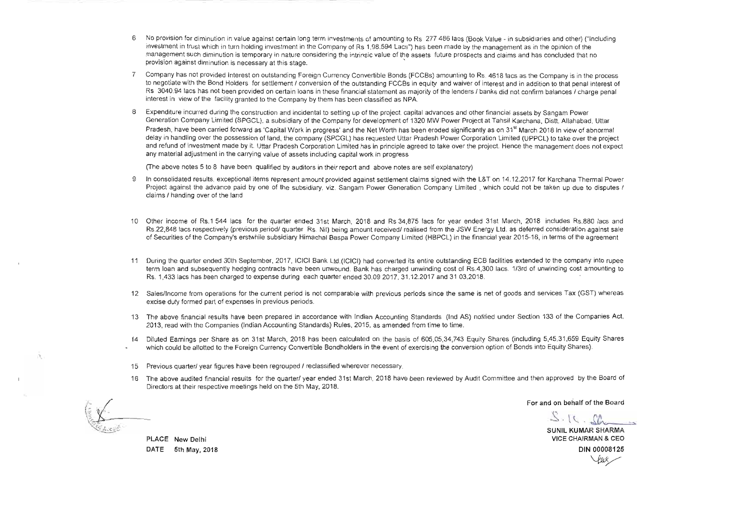6 No provision for diminution in value against certain long term investments of amounting to Rs 277 486 lacs (Book Value - in subsidiaries and other) ("Including investment in trust which in turn holding investment in the Company of Rs 1,98,594 Lacs") has been made by the management as in the opinion of the management such diminution is temporary in nature considering the intrinsic value of the assets future prospects and claims and has concluded that no provision against diminution is necessary at this stage.

7 Company has not provided Interest on outstanding Foreign Currency Convertible Bonds (FCCBs) amounting to Rs. 4618 lacs as the Company is in the process to negotiate with the Bond Holders for settlement / conversion of the outstanding FCCBs in equity and waiver of interest and in addition to that penal interest of Rs 3040.94 lacs has not been provided on certain loans in these financial statement as majority of the lenders / banks did not confirm balances / charge penal interest in view of the facility granted to the Company by them has been classified as NPA.

8 Expenditure incurred during the construction and incidental to setting up of the project. capital advances and other financial assets by Sangam Power Generation Company Limited (SPGCL), a subsidiary of the Company for development of 1320 MW Power Project at Tahsil Karchana, Distt. Allahabad, Uttar Pradesh, have been carried forward as 'Capital Work in progress' and the Net Worth has been eroded significantly as on 31st March 2018 In view of abnormal delay in handling over the possession of land, the company (SPCGL) has requested Uttar Pradesh Power Corporation Limited (UPPCL) to take over the project and refund of investment made by it. Uttar Pradesh Corporation Limited has in principle agreed to take over the project. Hence the management does not expect any material adjustment in the carrying value of assets including capital work in progress

(The above notes 5 to 8 have been qualified by auditors in their report and above notes are self explanatory)

9 In consolidated results, exceptional items represent amount provided against settlement claims signed with the L&T on 14.12.2017 for Karchana Thermal Power Project against the advance paid by one of the subsidiary, viz. Sangam Power Generation Company Limited , which could not be taken up due to disputes / claims / handing over of the land

10 Other income of Rs.1 544 lacs for the quarter ended 31st March, 2018 and Rs 34,875 lacs for year ended 31st March, 2018 includes Rs.880 lacs and Rs.22,848 lacs respectively (previous period/ quarter Rs. Nil) being amount received/ realised from the JSW Energy Ltd. as deferred consideration against sale of Securities of the Company's erstwhile subsidiary Himachal Baspa Power Company Limited (HBPCL) in the financial year 2015-16, in terms of the agreement

11 During the quarter ended 30th September, 2017, ICICI Bank Ltd.(ICICI) had converted its entire outstanding ECB facilities extended to the company into rupee term loan and subsequently hedging contracts have been unwound. Bank has charged unwinding cost of Rs.4,300 lacs. 1/3rd of unwinding cost amounting to Rs. 1,433 lacs has been charged to expense during each quarter ended 30.09 2017, 31.12.2017 and 31 03.2018.

12 Sales/Income from operations for the current period is not comparable with previous periods since the same is net of goods and services Tax (GST) whereas excise duty formed part of expenses in previous periods.

13 The above financial results have been prepared in accordance with Indian Accounting Standards (Ind AS) notified under Section 133 of the Companies Act, 2013, read with the Companies (Indian Accounting Standards) Rules, 2015, as amended from time to time.

14 Diluted Earnings per Share as on 31st March, 2018 has been calculated on the basis of 605,05,34,743 Equity Shares (including 5,45,31,659 Equity Shares which could be allotted to the Foreign Currency Convertible Bondholders in the event of exercising the conversion option of Bonds into Equity Shares).

15 Previous quarter/ year figures have been regrouped / reclassified wherever necessary.

16 The above audited financial results for the quarter/ year ended 31st March, 2018 have been reviewed by Audit Committee and then approved by the Board of Directors at their respective meetings held on the 5th May, 2018.

**For and on behalf of the Board**

S. K. Sh

**SUNIL KUMAR SHARMA**
**VICE CHAIRMAN & CEO**
**DIN 00008125**

PLACE New Delhi
DATE 5th May, 2018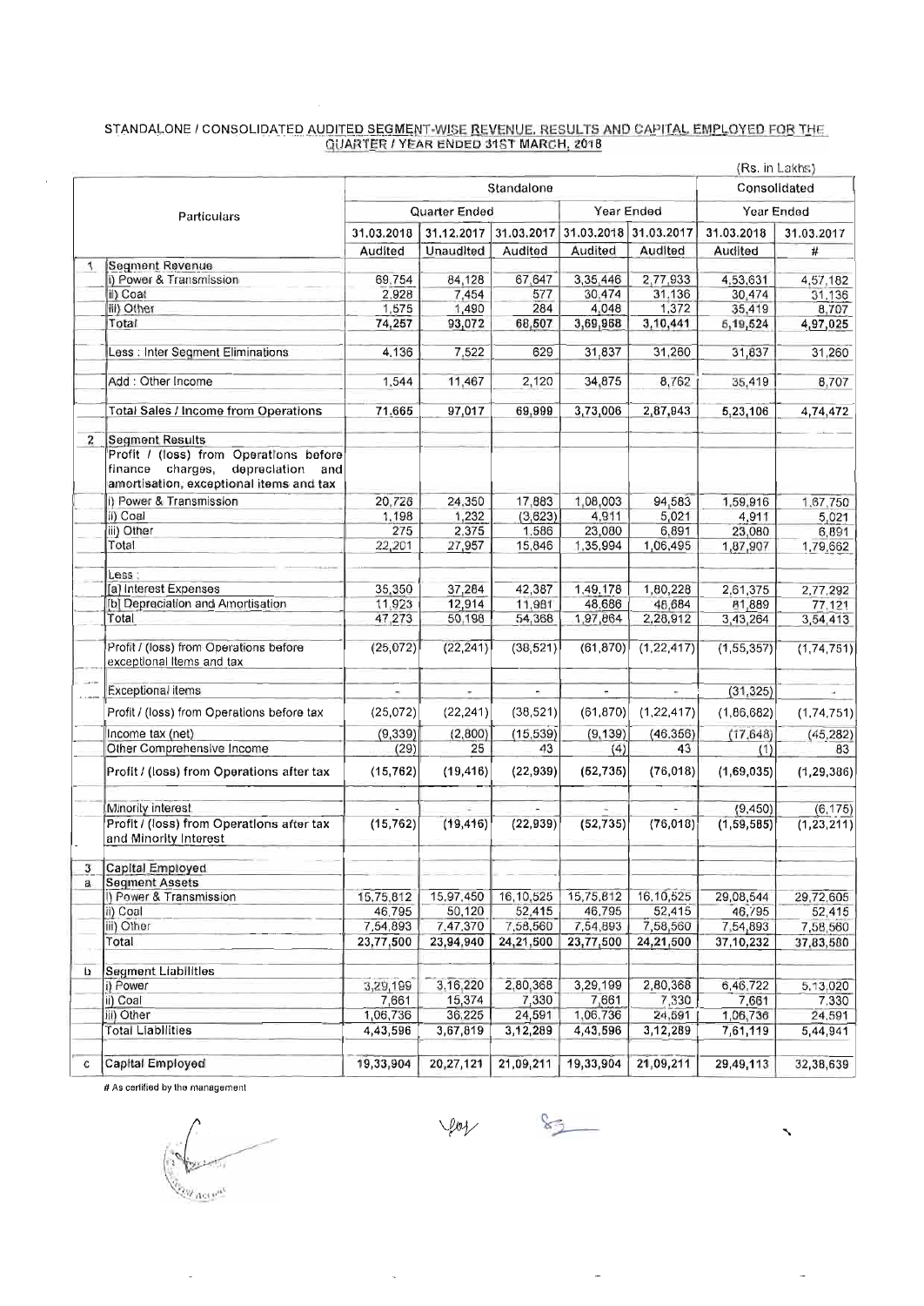## STANDALONE / CONSOLIDATED AUDITED SEGMENT-WISE REVENUE, RESULTS AND CAPITAL EMPLOYED FOR THE QUARTER / YEAR ENDED 31ST MARCH, 2018

(Rs. in Lakhs)

| | Particulars | Standalone | | | | | Consolidated | |
|---|---|---|---|---|---|---|---|---|
| | | Quarter Ended | | | Year Ended | | Year Ended | |
| | | 31.03.2018 | 31.12.2017 | 31.03.2017 | 31.03.2018 | 31.03.2017 | 31.03.2018 | 31.03.2017 |
| | | Audited | Unaudited | Audited | Audited | Audited | Audited | # |
| 1 | Segment Revenue | | | | | | | |
| | i) Power & Transmission | 69,754 | 84,128 | 67,647 | 3,35,446 | 2,77,933 | 4,53,631 | 4,57,182 |
| | ii) Coal | 2,928 | 7,454 | 577 | 30,474 | 31,136 | 30,474 | 31,136 |
| | iii) Other | 1,575 | 1,490 | 284 | 4,048 | 1,372 | 35,419 | 8,707 |
| | Total | 74,257 | 93,072 | 68,507 | 3,69,968 | 3,10,441 | 5,19,524 | 4,97,025 |
| | Less : Inter Segment Eliminations | 4,136 | 7,522 | 629 | 31,837 | 31,260 | 31,837 | 31,260 |
| | Add : Other Income | 1,544 | 11,467 | 2,120 | 34,875 | 8,762 | 35,419 | 8,707 |
| | Total Sales / Income from Operations | 71,665 | 97,017 | 69,999 | 3,73,006 | 2,87,943 | 5,23,106 | 4,74,472 |
| 2 | Segment Results | | | | | | | |
| | Profit / (loss) from Operations before finance charges, depreciation and amortisation, exceptional items and tax | | | | | | | |
| | i) Power & Transmission | 20,728 | 24,350 | 17,883 | 1,08,003 | 94,583 | 1,59,916 | 1,67,750 |
| | ii) Coal | 1,198 | 1,232 | (3,623) | 4,911 | 5,021 | 4,911 | 5,021 |
| | iii) Other | 275 | 2,375 | 1,586 | 23,080 | 6,891 | 23,080 | 6,891 |
| | Total | 22,201 | 27,957 | 15,846 | 1,35,994 | 1,06,495 | 1,87,907 | 1,79,662 |
| | Less : | | | | | | | |
| | [a] Interest Expenses | 35,350 | 37,284 | 42,387 | 1,49,178 | 1,80,228 | 2,61,375 | 2,77,292 |
| | [b] Depreciation and Amortisation | 11,923 | 12,914 | 11,981 | 48,686 | 48,684 | 81,889 | 77,121 |
| | Total | 47,273 | 50,198 | 54,368 | 1,97,864 | 2,28,912 | 3,43,264 | 3,54,413 |
| | Profit / (loss) from Operations before exceptional Items and tax | (25,072) | (22,241) | (38,521) | (61,870) | (1,22,417) | (1,55,357) | (1,74,751) |
| | Exceptional items | - | - | - | - | - | (31,325) | - |
| | Profit / (loss) from Operations before tax | (25,072) | (22,241) | (38,521) | (61,870) | (1,22,417) | (1,86,682) | (1,74,751) |
| | Income tax (net) | (9,339) | (2,800) | (15,539) | (9,139) | (46,366) | (17,648) | (45,282) |
| | Other Comprehensive Income | (29) | 25 | 43 | (4) | 43 | (1) | 83 |
| | Profit / (loss) from Operations after tax | (15,762) | (19,416) | (22,939) | (52,735) | (76,018) | (1,69,035) | (1,29,386) |
| | Minority interest | - | - | - | - | - | (9,450) | (6,175) |
| | Profit / (loss) from Operations after tax and Minority Interest | (15,762) | (19,416) | (22,939) | (52,735) | (76,018) | (1,59,585) | (1,23,211) |
| 3 | Capital Employed | | | | | | | |
| a | Segment Assets | | | | | | | |
| | i) Power & Transmission | 15,75,812 | 15,97,450 | 16,10,525 | 15,75,812 | 16,10,525 | 29,08,544 | 29,72,605 |
| | ii) Coal | 46,795 | 50,120 | 52,415 | 46,795 | 52,415 | 46,795 | 52,415 |
| | iii) Other | 7,54,893 | 7,47,370 | 7,58,560 | 7,54,893 | 7,58,560 | 7,54,893 | 7,58,560 |
| | Total | 23,77,500 | 23,94,940 | 24,21,500 | 23,77,500 | 24,21,500 | 37,10,232 | 37,83,580 |
| b | Segment Liabilities | | | | | | | |
| | i) Power | 3,29,199 | 3,16,220 | 2,80,368 | 3,29,199 | 2,80,368 | 6,46,722 | 5,13,020 |
| | ii) Coal | 7,661 | 15,374 | 7,330 | 7,661 | 7,330 | 7,661 | 7,330 |
| | iii) Other | 1,06,736 | 36,225 | 24,591 | 1,06,736 | 24,591 | 1,06,736 | 24,591 |
| | Total Liabilities | 4,43,596 | 3,67,819 | 3,12,289 | 4,43,596 | 3,12,289 | 7,61,119 | 5,44,941 |
| c | Capital Employed | 19,33,904 | 20,27,121 | 21,09,211 | 19,33,904 | 21,09,211 | 29,49,113 | 32,38,639 |

# As certified by the management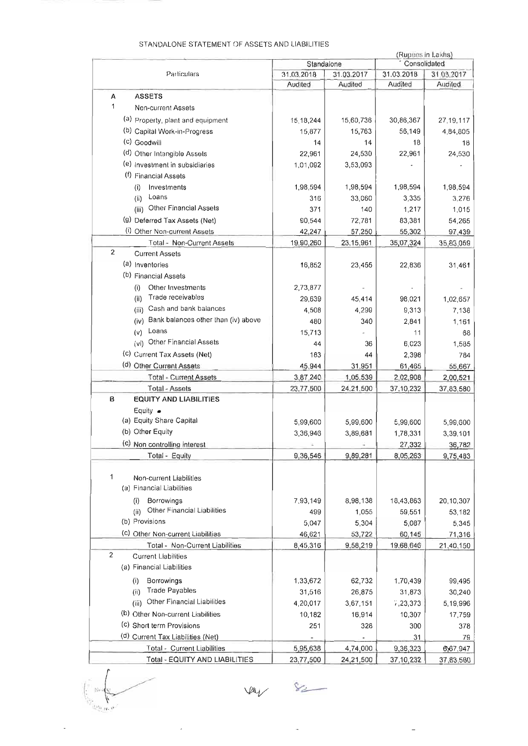STANDALONE STATEMENT OF ASSETS AND LIABILITIES

(Rupees in Lakhs)

| Particulars | Standalone | | Consolidated | |
|---|---|---|---|---|
| | 31.03.2018 | 31.03.2017 | 31.03.2018 | 31.03.2017 |
| | Audited | Audited | Audited | Audited |
| **A ASSETS** | | | | |
| 1 Non-current Assets | | | | |
| (a) Property, plant and equipment | 15,18,244 | 15,60,736 | 30,86,367 | 27,19,117 |
| (b) Capital Work-in-Progress | 15,877 | 15,763 | 56,149 | 4,84,805 |
| (c) Goodwill | 14 | 14 | 18 | 18 |
| (d) Other Intangible Assets | 22,961 | 24,530 | 22,961 | 24,530 |
| (e) Investment in subsidiaries | 1,01,092 | 3,53,093 | - | - |
| (f) Financial Assets | | | | |
| (i) Investments | 1,98,594 | 1,98,594 | 1,98,594 | 1,98,594 |
| (ii) Loans | 316 | 33,060 | 3,335 | 3,276 |
| (iii) Other Financial Assets | 371 | 140 | 1,217 | 1,015 |
| (g) Deferred Tax Assets (Net) | 90,544 | 72,781 | 83,381 | 54,265 |
| (i) Other Non-current Assets | 42,247 | 57,250 | 55,302 | 97,439 |
| Total - Non-Current Assets | 19,90,260 | 23,15,961 | 35,07,324 | 35,83,059 |
| 2 Current Assets | | | | |
| (a) Inventories | 16,852 | 23,455 | 22,836 | 31,461 |
| (b) Financial Assets | | | | |
| (i) Other Investments | 2,73,877 | - | - | - |
| (ii) Trade receivables | 29,639 | 45,414 | 98,021 | 1,02,657 |
| (iii) Cash and bank balances | 4,508 | 4,299 | 9,313 | 7,138 |
| (iv) Bank balances other than (iv) above | 480 | 340 | 2,841 | 1,161 |
| (v) Loans | 15,713 | - | 11 | 68 |
| (vi) Other Financial Assets | 44 | 36 | 6,023 | 1,585 |
| (c) Current Tax Assets (Net) | 183 | 44 | 2,398 | 784 |
| (d) Other Current Assets | 45,944 | 31,951 | 61,465 | 55,667 |
| Total - Current Assets | 3,87,240 | 1,05,539 | 2,02,908 | 2,00,521 |
| Total - Assets | 23,77,500 | 24,21,500 | 37,10,232 | 37,83,580 |
| **B EQUITY AND LIABILITIES** | | | | |
| Equity | | | | |
| (a) Equity Share Capital | 5,99,600 | 5,99,600 | 5,99,600 | 5,99,600 |
| (b) Other Equity | 3,36,946 | 3,89,681 | 1,78,331 | 3,39,101 |
| (c) Non controlling interest | - | - | 27,332 | 36,782 |
| Total - Equity | 9,36,546 | 9,89,281 | 8,05,263 | 9,75,483 |
| 1 Non-current Liabilities | | | | |
| (a) Financial Liabilities | | | | |
| (i) Borrowings | 7,93,149 | 8,98,138 | 18,43,863 | 20,10,307 |
| (ii) Other Financial Liabilities | 499 | 1,055 | 59,551 | 53,182 |
| (b) Provisions | 5,047 | 5,304 | 5,087 | 5,345 |
| (c) Other Non-current Liabilities | 46,621 | 53,722 | 60,145 | 71,316 |
| Total - Non-Current Liabilities | 8,45,316 | 9,58,219 | 19,68,646 | 21,40,150 |
| 2 Current Liabilities | | | | |
| (a) Financial Liabilities | | | | |
| (i) Borrowings | 1,33,672 | 62,732 | 1,70,439 | 99,495 |
| (ii) Trade Payables | 31,516 | 26,875 | 31,873 | 30,240 |
| (iii) Other Financial Liabilities | 4,20,017 | 3,67,151 | 7,23,373 | 5,19,996 |
| (b) Other Non-current Liabilities | 10,182 | 16,914 | 10,307 | 17,759 |
| (c) Short term Provisions | 251 | 328 | 300 | 378 |
| (d) Current Tax Liabilities (Net) | - | - | 31 | 79 |
| Total - Current Liabilities | 5,95,638 | 4,74,000 | 9,36,323 | 6,67,947 |
| Total - EQUITY AND LIABILITIES | 23,77,500 | 24,21,500 | 37,10,232 | 37,83,580 |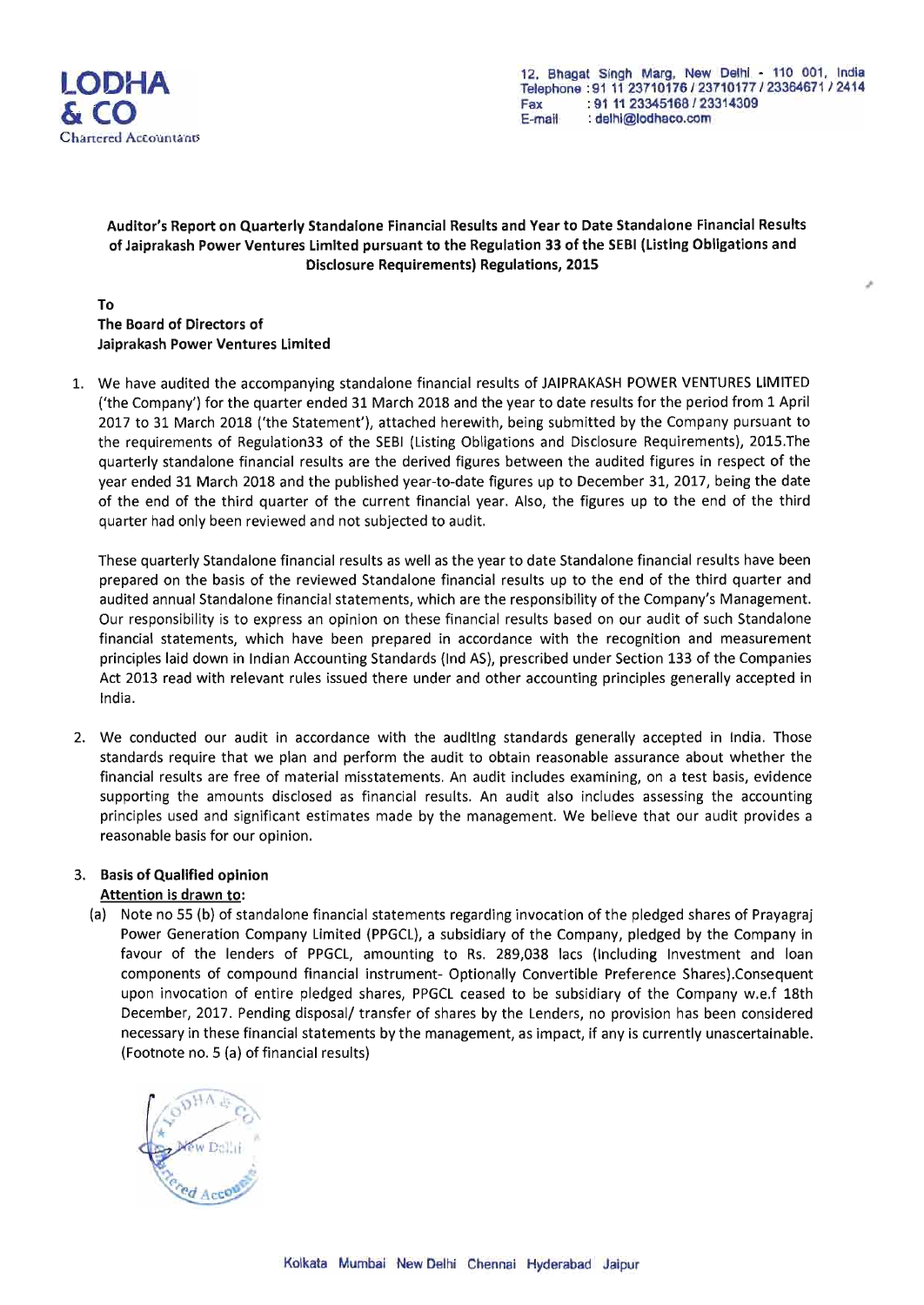**LODHA & CO**
Chartered Accountants

12, Bhagat Singh Marg, New Delhi - 110 001, India
Telephone : 91 11 23710176 / 23710177 / 23364671 / 2414
Fax : 91 11 23345168 / 23314309
E-mail : delhi@lodhaco.com

**Auditor's Report on Quarterly Standalone Financial Results and Year to Date Standalone Financial Results of Jaiprakash Power Ventures Limited pursuant to the Regulation 33 of the SEBI (Listing Obligations and Disclosure Requirements) Regulations, 2015**

**To**
**The Board of Directors of**
**Jaiprakash Power Ventures Limited**

1. We have audited the accompanying standalone financial results of JAIPRAKASH POWER VENTURES LIMITED ('the Company') for the quarter ended 31 March 2018 and the year to date results for the period from 1 April 2017 to 31 March 2018 ('the Statement'), attached herewith, being submitted by the Company pursuant to the requirements of Regulation33 of the SEBI (Listing Obligations and Disclosure Requirements), 2015.The quarterly standalone financial results are the derived figures between the audited figures in respect of the year ended 31 March 2018 and the published year-to-date figures up to December 31, 2017, being the date of the end of the third quarter of the current financial year. Also, the figures up to the end of the third quarter had only been reviewed and not subjected to audit.

   These quarterly Standalone financial results as well as the year to date Standalone financial results have been prepared on the basis of the reviewed Standalone financial results up to the end of the third quarter and audited annual Standalone financial statements, which are the responsibility of the Company's Management. Our responsibility is to express an opinion on these financial results based on our audit of such Standalone financial statements, which have been prepared in accordance with the recognition and measurement principles laid down in Indian Accounting Standards (Ind AS), prescribed under Section 133 of the Companies Act 2013 read with relevant rules issued there under and other accounting principles generally accepted in India.

2. We conducted our audit in accordance with the auditing standards generally accepted in India. Those standards require that we plan and perform the audit to obtain reasonable assurance about whether the financial results are free of material misstatements. An audit includes examining, on a test basis, evidence supporting the amounts disclosed as financial results. An audit also includes assessing the accounting principles used and significant estimates made by the management. We believe that our audit provides a reasonable basis for our opinion.

3. **Basis of Qualified opinion**

   **Attention is drawn to:**

   (a) Note no 55 (b) of standalone financial statements regarding invocation of the pledged shares of Prayagraj Power Generation Company Limited (PPGCL), a subsidiary of the Company, pledged by the Company in favour of the lenders of PPGCL, amounting to Rs. 289,038 lacs (Including Investment and loan components of compound financial instrument- Optionally Convertible Preference Shares).Consequent upon invocation of entire pledged shares, PPGCL ceased to be subsidiary of the Company w.e.f 18th December, 2017. Pending disposal/ transfer of shares by the Lenders, no provision has been considered necessary in these financial statements by the management, as impact, if any is currently unascertainable. (Footnote no. 5 (a) of financial results)

Kolkata Mumbai New Delhi Chennai Hyderabad Jaipur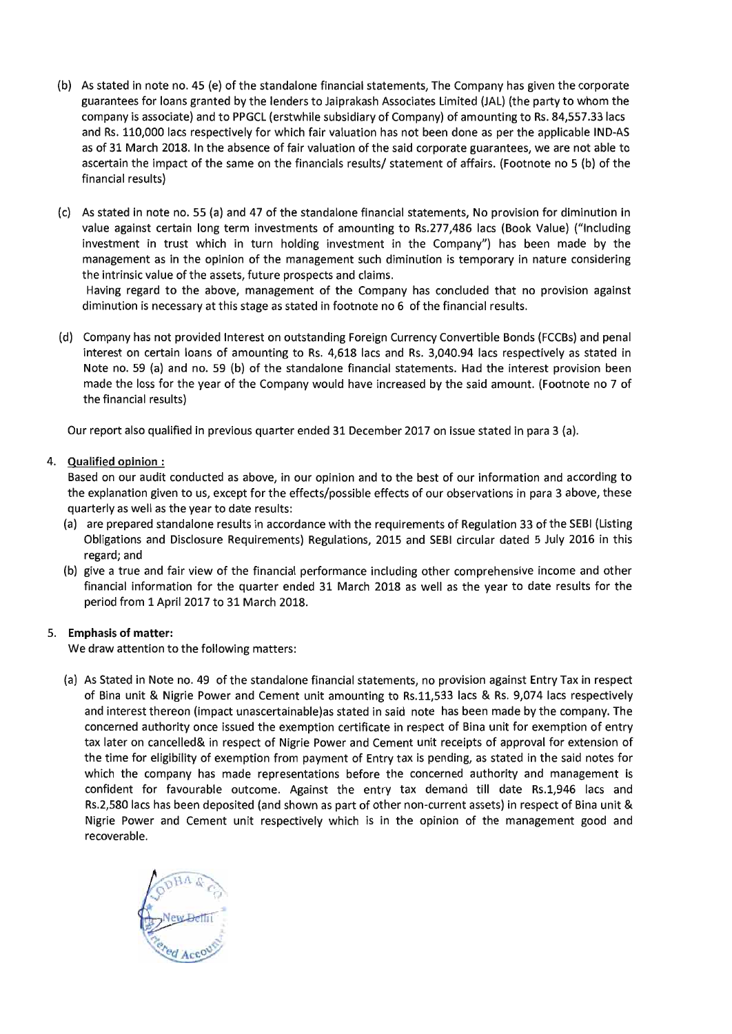(b) As stated in note no. 45 (e) of the standalone financial statements, The Company has given the corporate guarantees for loans granted by the lenders to Jaiprakash Associates Limited (JAL) (the party to whom the company is associate) and to PPGCL (erstwhile subsidiary of Company) of amounting to Rs. 84,557.33 lacs and Rs. 110,000 lacs respectively for which fair valuation has not been done as per the applicable IND-AS as of 31 March 2018. In the absence of fair valuation of the said corporate guarantees, we are not able to ascertain the impact of the same on the financials results/ statement of affairs. (Footnote no 5 (b) of the financial results)

(c) As stated in note no. 55 (a) and 47 of the standalone financial statements, No provision for diminution in value against certain long term investments of amounting to Rs.277,486 lacs (Book Value) ("Including investment in trust which in turn holding investment in the Company") has been made by the management as in the opinion of the management such diminution is temporary in nature considering the intrinsic value of the assets, future prospects and claims.
Having regard to the above, management of the Company has concluded that no provision against diminution is necessary at this stage as stated in footnote no 6 of the financial results.

(d) Company has not provided Interest on outstanding Foreign Currency Convertible Bonds (FCCBs) and penal interest on certain loans of amounting to Rs. 4,618 lacs and Rs. 3,040.94 lacs respectively as stated in Note no. 59 (a) and no. 59 (b) of the standalone financial statements. Had the interest provision been made the loss for the year of the Company would have increased by the said amount. (Footnote no 7 of the financial results)

Our report also qualified in previous quarter ended 31 December 2017 on issue stated in para 3 (a).

4. **Qualified opinion :**
Based on our audit conducted as above, in our opinion and to the best of our information and according to the explanation given to us, except for the effects/possible effects of our observations in para 3 above, these quarterly as well as the year to date results:
   (a) are prepared standalone results in accordance with the requirements of Regulation 33 of the SEBI (Listing Obligations and Disclosure Requirements) Regulations, 2015 and SEBI circular dated 5 July 2016 in this regard; and
   (b) give a true and fair view of the financial performance including other comprehensive income and other financial information for the quarter ended 31 March 2018 as well as the year to date results for the period from 1 April 2017 to 31 March 2018.

5. **Emphasis of matter:**
We draw attention to the following matters:

   (a) As Stated in Note no. 49 of the standalone financial statements, no provision against Entry Tax in respect of Bina unit & Nigrie Power and Cement unit amounting to Rs.11,533 lacs & Rs. 9,074 lacs respectively and interest thereon (impact unascertainable)as stated in said note has been made by the company. The concerned authority once issued the exemption certificate in respect of Bina unit for exemption of entry tax later on cancelled& in respect of Nigrie Power and Cement unit receipts of approval for extension of the time for eligibility of exemption from payment of Entry tax is pending, as stated in the said notes for which the company has made representations before the concerned authority and management is confident for favourable outcome. Against the entry tax demand till date Rs.1,946 lacs and Rs.2,580 lacs has been deposited (and shown as part of other non-current assets) in respect of Bina unit & Nigrie Power and Cement unit respectively which is in the opinion of the management good and recoverable.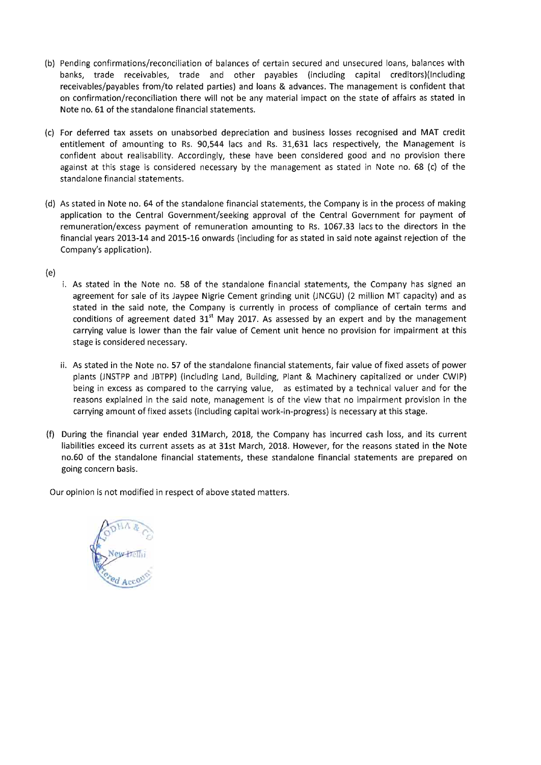(b) Pending confirmations/reconciliation of balances of certain secured and unsecured loans, balances with banks, trade receivables, trade and other payables (including capital creditors)(Including receivables/payables from/to related parties) and loans & advances. The management is confident that on confirmation/reconciliation there will not be any material impact on the state of affairs as stated in Note no. 61 of the standalone financial statements.

(c) For deferred tax assets on unabsorbed depreciation and business losses recognised and MAT credit entitlement of amounting to Rs. 90,544 lacs and Rs. 31,631 lacs respectively, the Management is confident about realisability. Accordingly, these have been considered good and no provision there against at this stage is considered necessary by the management as stated in Note no. 68 (c) of the standalone financial statements.

(d) As stated in Note no. 64 of the standalone financial statements, the Company is in the process of making application to the Central Government/seeking approval of the Central Government for payment of remuneration/excess payment of remuneration amounting to Rs. 1067.33 lacs to the directors in the financial years 2013-14 and 2015-16 onwards (including for as stated in said note against rejection of the Company's application).

(e)

i. As stated in the Note no. 58 of the standalone financial statements, the Company has signed an agreement for sale of its Jaypee Nigrie Cement grinding unit (JNCGU) (2 million MT capacity) and as stated in the said note, the Company is currently in process of compliance of certain terms and conditions of agreement dated 31st May 2017. As assessed by an expert and by the management carrying value is lower than the fair value of Cement unit hence no provision for impairment at this stage is considered necessary.

ii. As stated in the Note no. 57 of the standalone financial statements, fair value of fixed assets of power plants (JNSTPP and JBTPP) (including Land, Building, Plant & Machinery capitalized or under CWIP) being in excess as compared to the carrying value, as estimated by a technical valuer and for the reasons explained in the said note, management is of the view that no impairment provision in the carrying amount of fixed assets (including capital work-in-progress) is necessary at this stage.

(f) During the financial year ended 31March, 2018, the Company has incurred cash loss, and its current liabilities exceed its current assets as at 31st March, 2018. However, for the reasons stated in the Note no.60 of the standalone financial statements, these standalone financial statements are prepared on going concern basis.

Our opinion is not modified in respect of above stated matters.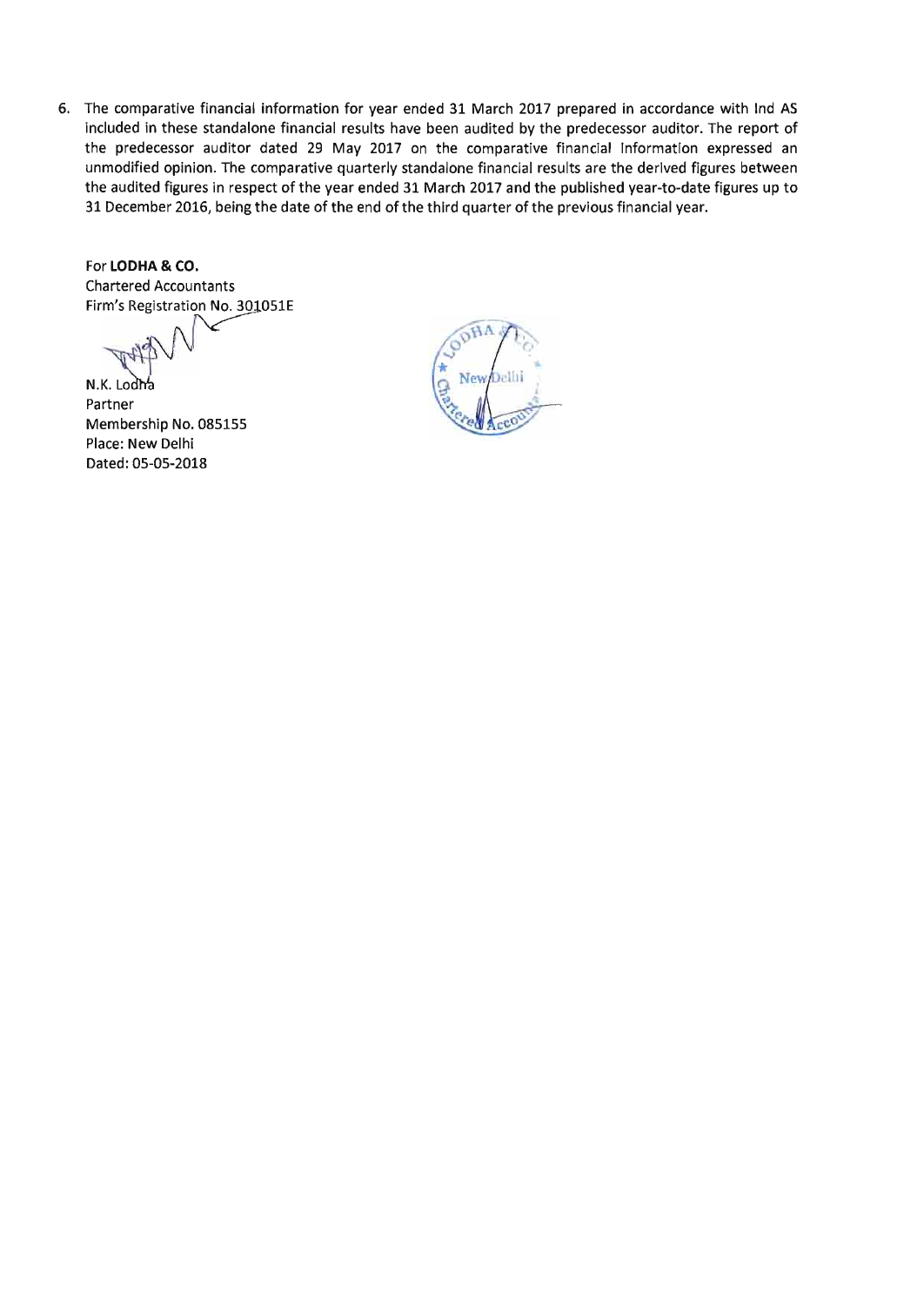6. The comparative financial information for year ended 31 March 2017 prepared in accordance with Ind AS included in these standalone financial results have been audited by the predecessor auditor. The report of the predecessor auditor dated 29 May 2017 on the comparative financial information expressed an unmodified opinion. The comparative quarterly standalone financial results are the derived figures between the audited figures in respect of the year ended 31 March 2017 and the published year-to-date figures up to 31 December 2016, being the date of the end of the third quarter of the previous financial year.

For **LODHA & CO.**
Chartered Accountants
Firm's Registration No. 301051E

N.K. Lodha
Partner
Membership No. 085155
Place: New Delhi
Dated: 05-05-2018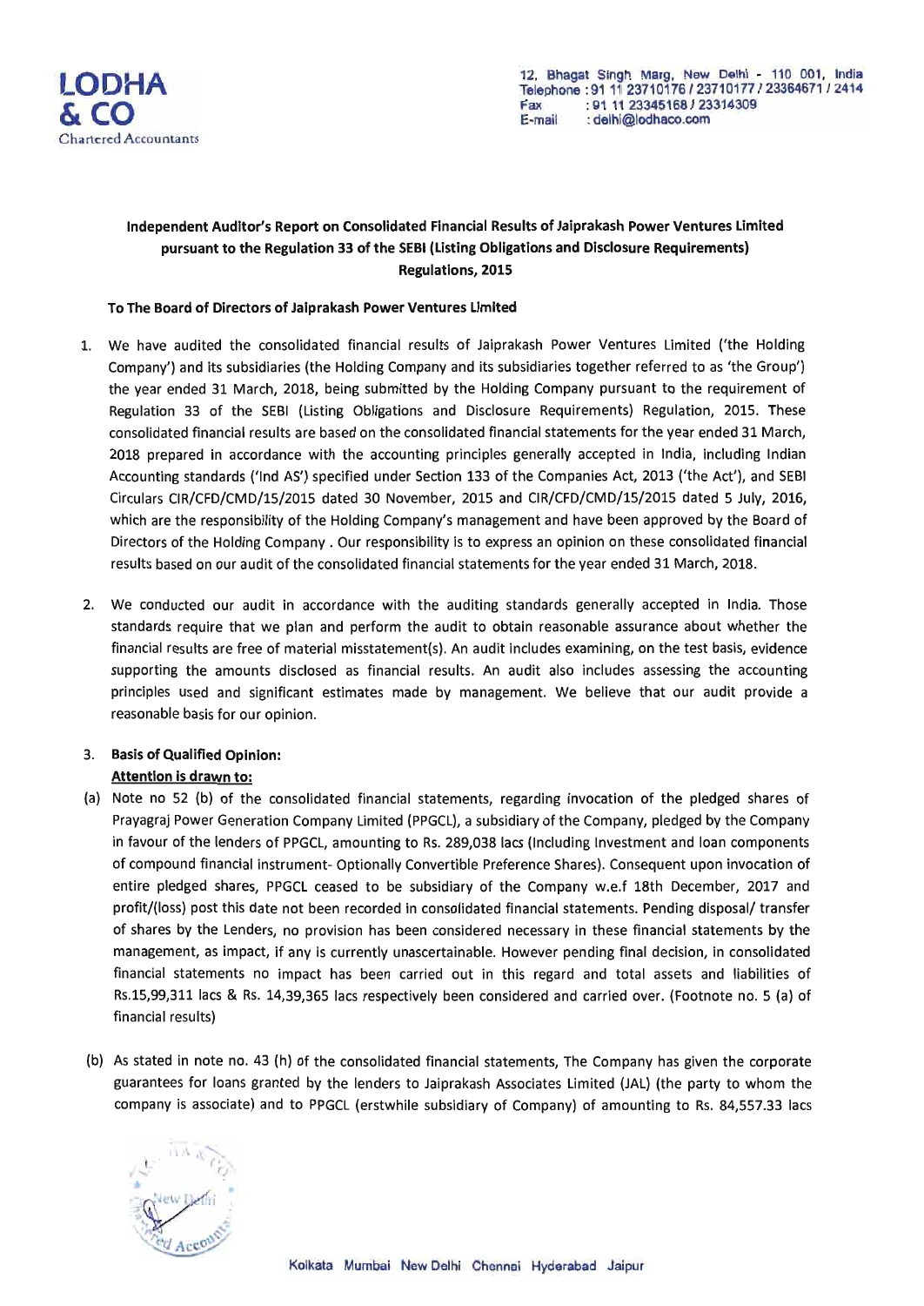**LODHA & CO**
Chartered Accountants

12, Bhagat Singh Marg, New Delhi - 110 001, India
Telephone : 91 11 23710176 / 23710177 / 23364671 / 2414
Fax : 91 11 23345168 / 23314309
E-mail : delhi@lodhaco.com

**Independent Auditor's Report on Consolidated Financial Results of Jaiprakash Power Ventures Limited pursuant to the Regulation 33 of the SEBI (Listing Obligations and Disclosure Requirements) Regulations, 2015**

**To The Board of Directors of Jaiprakash Power Ventures Limited**

1. We have audited the consolidated financial results of Jaiprakash Power Ventures Limited ('the Holding Company') and its subsidiaries (the Holding Company and its subsidiaries together referred to as 'the Group') the year ended 31 March, 2018, being submitted by the Holding Company pursuant to the requirement of Regulation 33 of the SEBI (Listing Obligations and Disclosure Requirements) Regulation, 2015. These consolidated financial results are based on the consolidated financial statements for the year ended 31 March, 2018 prepared in accordance with the accounting principles generally accepted in India, including Indian Accounting standards ('Ind AS') specified under Section 133 of the Companies Act, 2013 ('the Act'), and SEBI Circulars CIR/CFD/CMD/15/2015 dated 30 November, 2015 and CIR/CFD/CMD/15/2015 dated 5 July, 2016, which are the responsibility of the Holding Company's management and have been approved by the Board of Directors of the Holding Company . Our responsibility is to express an opinion on these consolidated financial results based on our audit of the consolidated financial statements for the year ended 31 March, 2018.

2. We conducted our audit in accordance with the auditing standards generally accepted in India. Those standards require that we plan and perform the audit to obtain reasonable assurance about whether the financial results are free of material misstatement(s). An audit includes examining, on the test basis, evidence supporting the amounts disclosed as financial results. An audit also includes assessing the accounting principles used and significant estimates made by management. We believe that our audit provide a reasonable basis for our opinion.

3. **Basis of Qualified Opinion:**
   **Attention is drawn to:**

(a) Note no 52 (b) of the consolidated financial statements, regarding invocation of the pledged shares of Prayagraj Power Generation Company Limited (PPGCL), a subsidiary of the Company, pledged by the Company in favour of the lenders of PPGCL, amounting to Rs. 289,038 lacs (Including Investment and loan components of compound financial instrument- Optionally Convertible Preference Shares). Consequent upon invocation of entire pledged shares, PPGCL ceased to be subsidiary of the Company w.e.f 18th December, 2017 and profit/(loss) post this date not been recorded in consolidated financial statements. Pending disposal/ transfer of shares by the Lenders, no provision has been considered necessary in these financial statements by the management, as impact, if any is currently unascertainable. However pending final decision, in consolidated financial statements no impact has been carried out in this regard and total assets and liabilities of Rs.15,99,311 lacs & Rs. 14,39,365 lacs respectively been considered and carried over. (Footnote no. 5 (a) of financial results)

(b) As stated in note no. 43 (h) of the consolidated financial statements, The Company has given the corporate guarantees for loans granted by the lenders to Jaiprakash Associates Limited (JAL) (the party to whom the company is associate) and to PPGCL (erstwhile subsidiary of Company) of amounting to Rs. 84,557.33 lacs

Kolkata Mumbai New Delhi Chennai Hyderabad Jaipur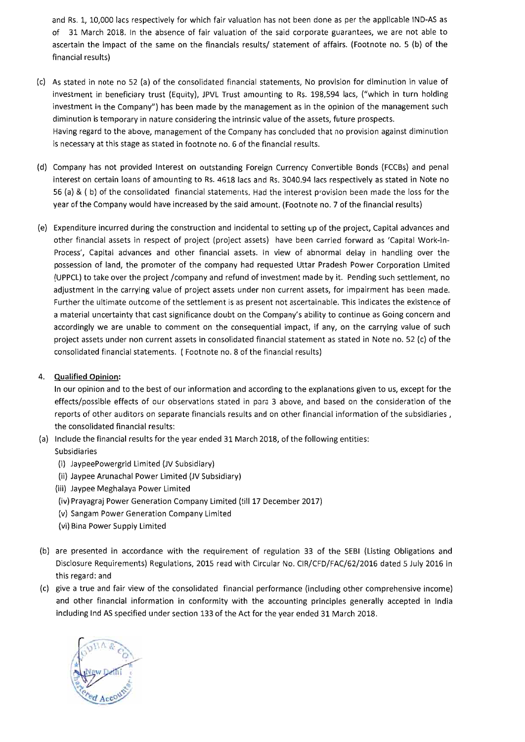and Rs. 1, 10,000 lacs respectively for which fair valuation has not been done as per the applicable IND-AS as of 31 March 2018. In the absence of fair valuation of the said corporate guarantees, we are not able to ascertain the impact of the same on the financials results/ statement of affairs. (Footnote no. 5 (b) of the financial results)

(c) As stated in note no 52 (a) of the consolidated financial statements, No provision for diminution in value of investment in beneficiary trust (Equity), JPVL Trust amounting to Rs. 198,594 lacs, ("which in turn holding investment in the Company") has been made by the management as in the opinion of the management such diminution is temporary in nature considering the intrinsic value of the assets, future prospects.
Having regard to the above, management of the Company has concluded that no provision against diminution is necessary at this stage as stated in footnote no. 6 of the financial results.

(d) Company has not provided Interest on outstanding Foreign Currency Convertible Bonds (FCCBs) and penal interest on certain loans of amounting to Rs. 4618 lacs and Rs. 3040.94 lacs respectively as stated in Note no 56 (a) & ( b) of the consolidated financial statements. Had the interest provision been made the loss for the year of the Company would have increased by the said amount. (Footnote no. 7 of the financial results)

(e) Expenditure incurred during the construction and incidental to setting up of the project, Capital advances and other financial assets in respect of project (project assets) have been carried forward as 'Capital Work-In-Process', Capital advances and other financial assets. In view of abnormal delay in handling over the possession of land, the promoter of the company had requested Uttar Pradesh Power Corporation Limited (UPPCL) to take over the project /company and refund of investment made by it. Pending such settlement, no adjustment in the carrying value of project assets under non current assets, for impairment has been made. Further the ultimate outcome of the settlement is as present not ascertainable. This indicates the existence of a material uncertainty that cast significance doubt on the Company's ability to continue as Going concern and accordingly we are unable to comment on the consequential impact, if any, on the carrying value of such project assets under non current assets in consolidated financial statement as stated in Note no. 52 (c) of the consolidated financial statements. ( Footnote no. 8 of the financial results)

4. **Qualified Opinion:**
In our opinion and to the best of our information and according to the explanations given to us, except for the effects/possible effects of our observations stated in para 3 above, and based on the consideration of the reports of other auditors on separate financials results and on other financial information of the subsidiaries , the consolidated financial results:

(a) Include the financial results for the year ended 31 March 2018, of the following entities:
Subsidiaries
   (i) JaypeePowergrid Limited (JV Subsidiary)
   (ii) Jaypee Arunachal Power Limited (JV Subsidiary)
   (iii) Jaypee Meghalaya Power Limited
   (iv) Prayagraj Power Generation Company Limited (till 17 December 2017)
   (v) Sangam Power Generation Company Limited
   (vi) Bina Power Supply Limited

(b) are presented in accordance with the requirement of regulation 33 of the SEBI (Listing Obligations and Disclosure Requirements) Regulations, 2015 read with Circular No. CIR/CFD/FAC/62/2016 dated 5 July 2016 in this regard: and

(c) give a true and fair view of the consolidated financial performance (including other comprehensive income) and other financial information in conformity with the accounting principles generally accepted in India including Ind AS specified under section 133 of the Act for the year ended 31 March 2018.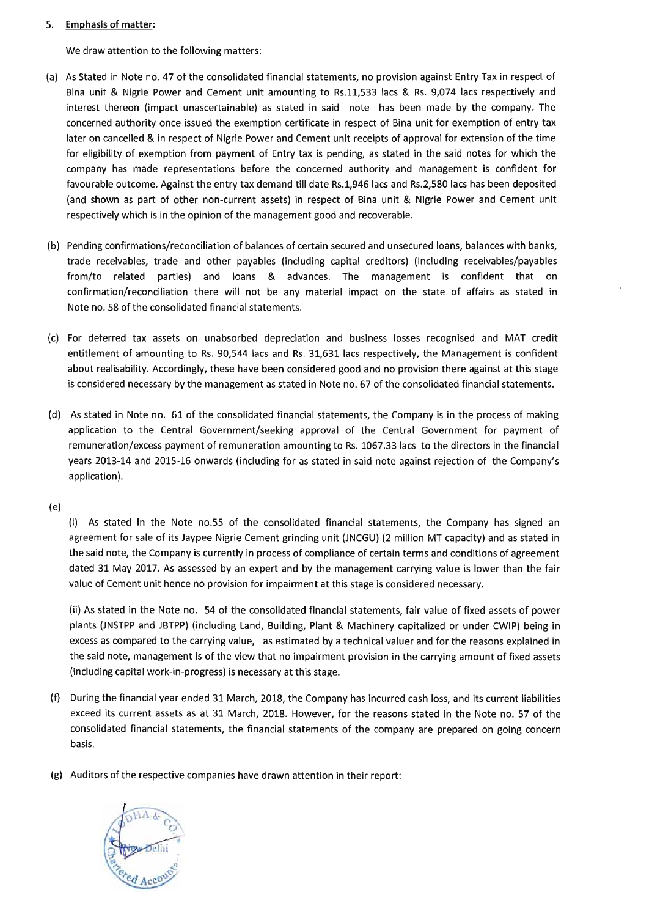5. **Emphasis of matter:**

We draw attention to the following matters:

(a) As Stated in Note no. 47 of the consolidated financial statements, no provision against Entry Tax in respect of Bina unit & Nigrie Power and Cement unit amounting to Rs.11,533 lacs & Rs. 9,074 lacs respectively and interest thereon (impact unascertainable) as stated in said note has been made by the company. The concerned authority once issued the exemption certificate in respect of Bina unit for exemption of entry tax later on cancelled & in respect of Nigrie Power and Cement unit receipts of approval for extension of the time for eligibility of exemption from payment of Entry tax is pending, as stated in the said notes for which the company has made representations before the concerned authority and management is confident for favourable outcome. Against the entry tax demand till date Rs.1,946 lacs and Rs.2,580 lacs has been deposited (and shown as part of other non-current assets) in respect of Bina unit & Nigrie Power and Cement unit respectively which is in the opinion of the management good and recoverable.

(b) Pending confirmations/reconciliation of balances of certain secured and unsecured loans, balances with banks, trade receivables, trade and other payables (including capital creditors) (Including receivables/payables from/to related parties) and loans & advances. The management is confident that on confirmation/reconciliation there will not be any material impact on the state of affairs as stated in Note no. 58 of the consolidated financial statements.

(c) For deferred tax assets on unabsorbed depreciation and business losses recognised and MAT credit entitlement of amounting to Rs. 90,544 lacs and Rs. 31,631 lacs respectively, the Management is confident about realisability. Accordingly, these have been considered good and no provision there against at this stage is considered necessary by the management as stated in Note no. 67 of the consolidated financial statements.

(d) As stated in Note no. 61 of the consolidated financial statements, the Company is in the process of making application to the Central Government/seeking approval of the Central Government for payment of remuneration/excess payment of remuneration amounting to Rs. 1067.33 lacs to the directors in the financial years 2013-14 and 2015-16 onwards (including for as stated in said note against rejection of the Company's application).

(e)

(i) As stated in the Note no.55 of the consolidated financial statements, the Company has signed an agreement for sale of its Jaypee Nigrie Cement grinding unit (JNCGU) (2 million MT capacity) and as stated in the said note, the Company is currently in process of compliance of certain terms and conditions of agreement dated 31 May 2017. As assessed by an expert and by the management carrying value is lower than the fair value of Cement unit hence no provision for impairment at this stage is considered necessary.

(ii) As stated in the Note no. 54 of the consolidated financial statements, fair value of fixed assets of power plants (JNSTPP and JBTPP) (including Land, Building, Plant & Machinery capitalized or under CWIP) being in excess as compared to the carrying value, as estimated by a technical valuer and for the reasons explained in the said note, management is of the view that no impairment provision in the carrying amount of fixed assets (including capital work-in-progress) is necessary at this stage.

(f) During the financial year ended 31 March, 2018, the Company has incurred cash loss, and its current liabilities exceed its current assets as at 31 March, 2018. However, for the reasons stated in the Note no. 57 of the consolidated financial statements, the financial statements of the company are prepared on going concern basis.

(g) Auditors of the respective companies have drawn attention in their report: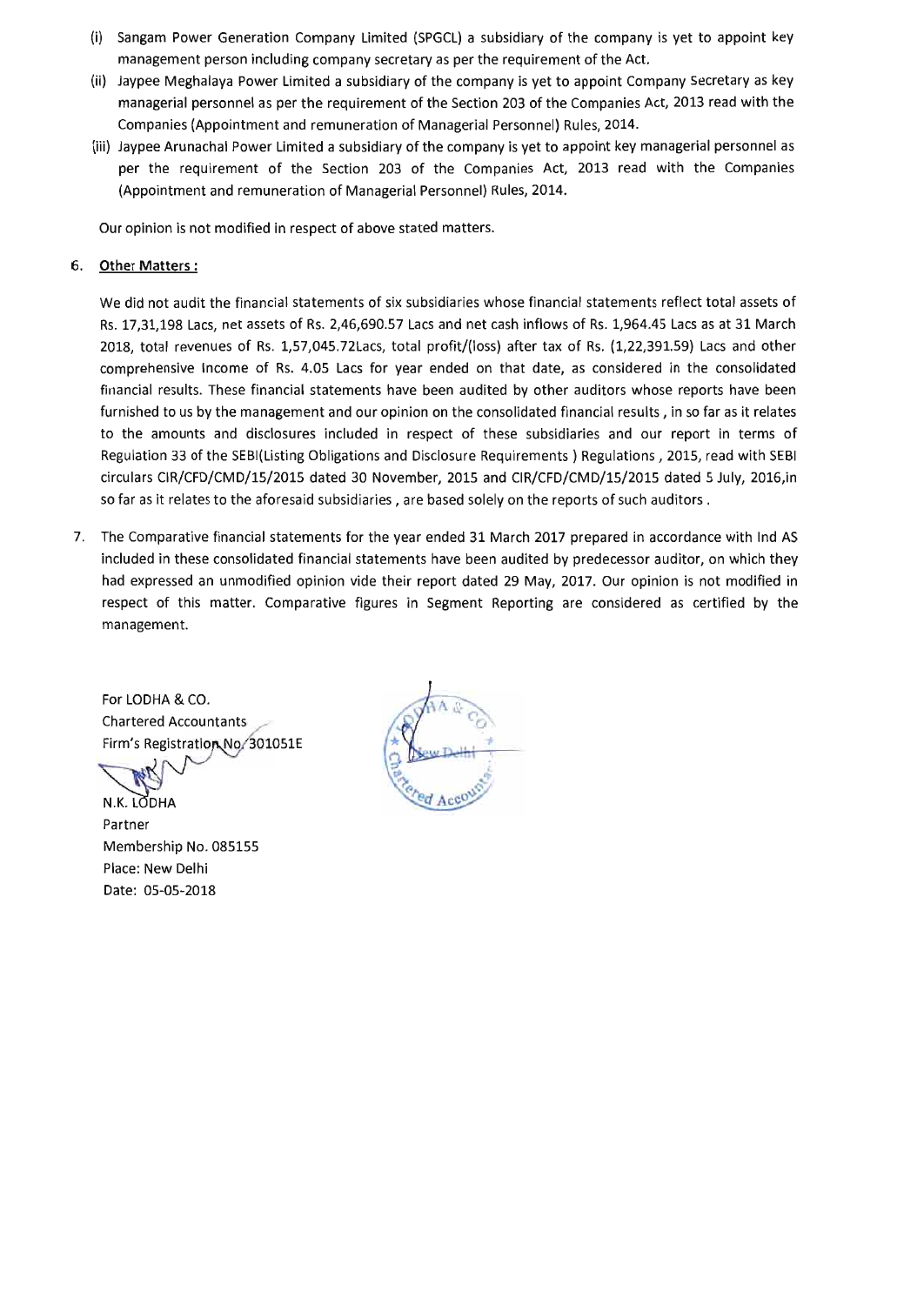(i) Sangam Power Generation Company Limited (SPGCL) a subsidiary of the company is yet to appoint key management person including company secretary as per the requirement of the Act.

(ii) Jaypee Meghalaya Power Limited a subsidiary of the company is yet to appoint Company Secretary as key managerial personnel as per the requirement of the Section 203 of the Companies Act, 2013 read with the Companies (Appointment and remuneration of Managerial Personnel) Rules, 2014.

(iii) Jaypee Arunachal Power Limited a subsidiary of the company is yet to appoint key managerial personnel as per the requirement of the Section 203 of the Companies Act, 2013 read with the Companies (Appointment and remuneration of Managerial Personnel) Rules, 2014.

Our opinion is not modified in respect of above stated matters.

6. **Other Matters :**

We did not audit the financial statements of six subsidiaries whose financial statements reflect total assets of Rs. 17,31,198 Lacs, net assets of Rs. 2,46,690.57 Lacs and net cash inflows of Rs. 1,964.45 Lacs as at 31 March 2018, total revenues of Rs. 1,57,045.72Lacs, total profit/(loss) after tax of Rs. (1,22,391.59) Lacs and other comprehensive Income of Rs. 4.05 Lacs for year ended on that date, as considered in the consolidated financial results. These financial statements have been audited by other auditors whose reports have been furnished to us by the management and our opinion on the consolidated financial results , in so far as it relates to the amounts and disclosures included in respect of these subsidiaries and our report in terms of Regulation 33 of the SEBI(Listing Obligations and Disclosure Requirements ) Regulations , 2015, read with SEBI circulars CIR/CFD/CMD/15/2015 dated 30 November, 2015 and CIR/CFD/CMD/15/2015 dated 5 July, 2016,in so far as it relates to the aforesaid subsidiaries , are based solely on the reports of such auditors .

7. The Comparative financial statements for the year ended 31 March 2017 prepared in accordance with Ind AS included in these consolidated financial statements have been audited by predecessor auditor, on which they had expressed an unmodified opinion vide their report dated 29 May, 2017. Our opinion is not modified in respect of this matter. Comparative figures in Segment Reporting are considered as certified by the management.

For LODHA & CO.
Chartered Accountants
Firm's Registration No. 301051E

N.K. LODHA
Partner
Membership No. 085155
Place: New Delhi
Date: 05-05-2018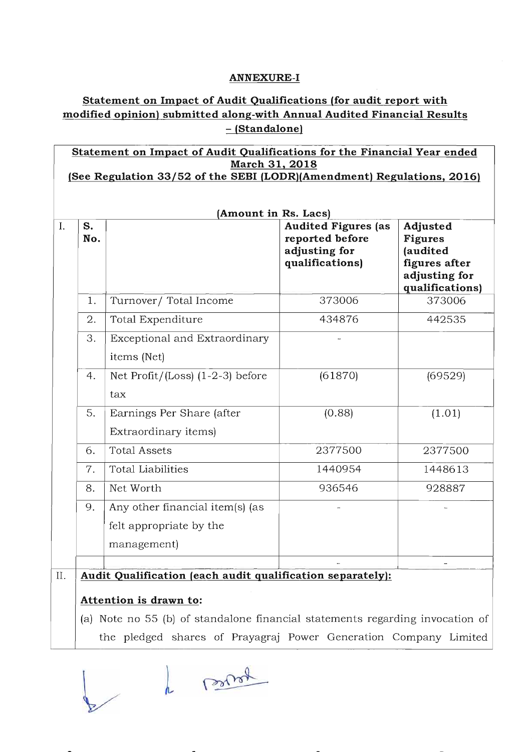**ANNEXURE-I**

**Statement on Impact of Audit Qualifications (for audit report with modified opinion) submitted along-with Annual Audited Financial Results – (Standalone)**

**Statement on Impact of Audit Qualifications for the Financial Year ended March 31, 2018**
**(See Regulation 33/52 of the SEBI (LODR)(Amendment) Regulations, 2016)**

**(Amount in Rs. Lacs)**

| I. | S. No. | | Audited Figures (as reported before adjusting for qualifications) | Adjusted Figures (audited figures after adjusting for qualifications) |
|---|---|---|---|---|
| | 1. | Turnover/ Total Income | 373006 | 373006 |
| | 2. | Total Expenditure | 434876 | 442535 |
| | 3. | Exceptional and Extraordinary items (Net) | - | |
| | 4. | Net Profit/(Loss) (1-2-3) before tax | (61870) | (69529) |
| | 5. | Earnings Per Share (after Extraordinary items) | (0.88) | (1.01) |
| | 6. | Total Assets | 2377500 | 2377500 |
| | 7. | Total Liabilities | 1440954 | 1448613 |
| | 8. | Net Worth | 936546 | 928887 |
| | 9. | Any other financial item(s) (as felt appropriate by the management) | - | - |
| | | | - | - |

II. **Audit Qualification (each audit qualification separately):**

**Attention is drawn to:**

(a) Note no 55 (b) of standalone financial statements regarding invocation of the pledged shares of Prayagraj Power Generation Company Limited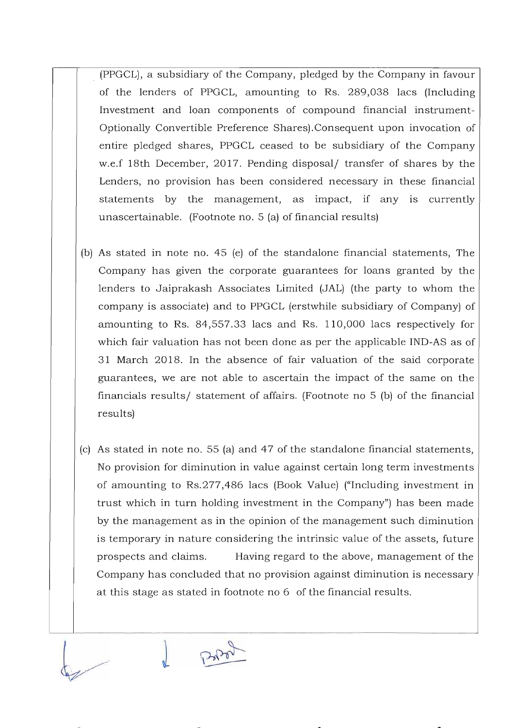(PPGCL), a subsidiary of the Company, pledged by the Company in favour of the lenders of PPGCL, amounting to Rs. 289,038 lacs (Including Investment and loan components of compound financial instrument-Optionally Convertible Preference Shares).Consequent upon invocation of entire pledged shares, PPGCL ceased to be subsidiary of the Company w.e.f 18th December, 2017. Pending disposal/ transfer of shares by the Lenders, no provision has been considered necessary in these financial statements by the management, as impact, if any is currently unascertainable. (Footnote no. 5 (a) of financial results)

(b) As stated in note no. 45 (e) of the standalone financial statements, The Company has given the corporate guarantees for loans granted by the lenders to Jaiprakash Associates Limited (JAL) (the party to whom the company is associate) and to PPGCL (erstwhile subsidiary of Company) of amounting to Rs. 84,557.33 lacs and Rs. 110,000 lacs respectively for which fair valuation has not been done as per the applicable IND-AS as of 31 March 2018. In the absence of fair valuation of the said corporate guarantees, we are not able to ascertain the impact of the same on the financials results/ statement of affairs. (Footnote no 5 (b) of the financial results)

(c) As stated in note no. 55 (a) and 47 of the standalone financial statements, No provision for diminution in value against certain long term investments of amounting to Rs.277,486 lacs (Book Value) ("Including investment in trust which in turn holding investment in the Company") has been made by the management as in the opinion of the management such diminution is temporary in nature considering the intrinsic value of the assets, future prospects and claims. Having regard to the above, management of the Company has concluded that no provision against diminution is necessary at this stage as stated in footnote no 6 of the financial results.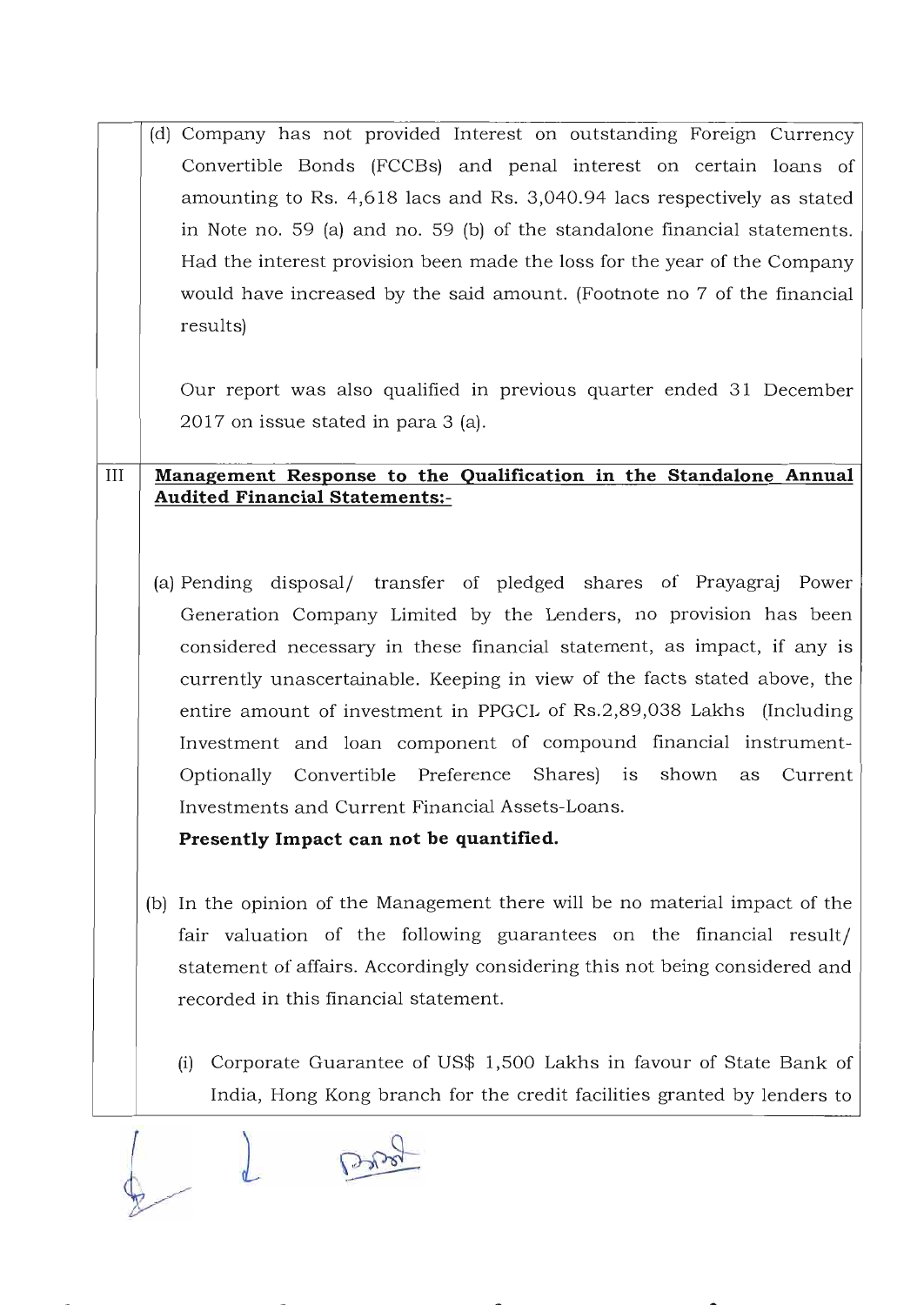(d) Company has not provided Interest on outstanding Foreign Currency Convertible Bonds (FCCBs) and penal interest on certain loans of amounting to Rs. 4,618 lacs and Rs. 3,040.94 lacs respectively as stated in Note no. 59 (a) and no. 59 (b) of the standalone financial statements. Had the interest provision been made the loss for the year of the Company would have increased by the said amount. (Footnote no 7 of the financial results)

Our report was also qualified in previous quarter ended 31 December 2017 on issue stated in para 3 (a).

III **Management Response to the Qualification in the Standalone Annual Audited Financial Statements:-**

(a) Pending disposal/ transfer of pledged shares of Prayagraj Power Generation Company Limited by the Lenders, no provision has been considered necessary in these financial statement, as impact, if any is currently unascertainable. Keeping in view of the facts stated above, the entire amount of investment in PPGCL of Rs.2,89,038 Lakhs (Including Investment and loan component of compound financial instrument- Optionally Convertible Preference Shares) is shown as Current Investments and Current Financial Assets-Loans.

**Presently Impact can not be quantified.**

(b) In the opinion of the Management there will be no material impact of the fair valuation of the following guarantees on the financial result/ statement of affairs. Accordingly considering this not being considered and recorded in this financial statement.

(i) Corporate Guarantee of US$ 1,500 Lakhs in favour of State Bank of India, Hong Kong branch for the credit facilities granted by lenders to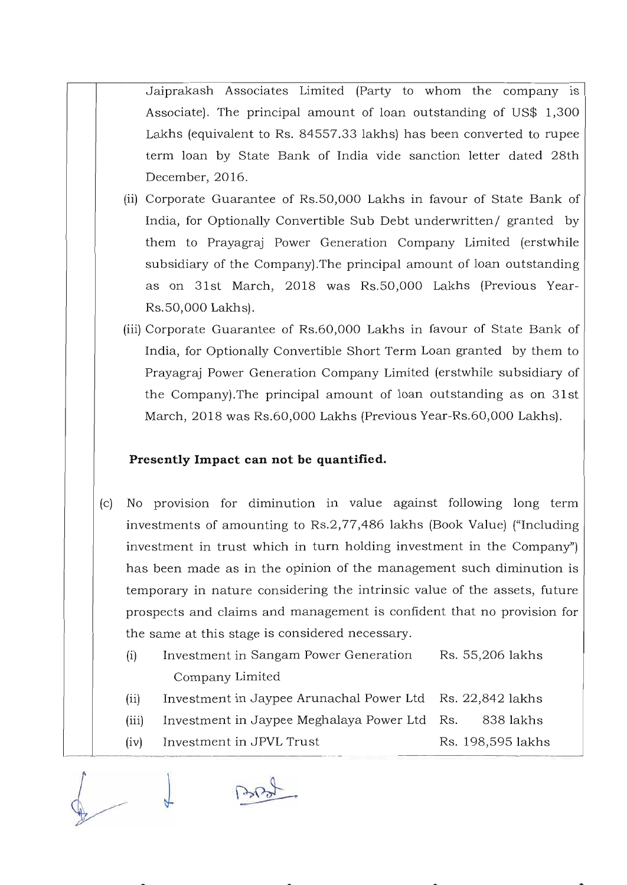Jaiprakash Associates Limited (Party to whom the company is Associate). The principal amount of loan outstanding of US$ 1,300 Lakhs (equivalent to Rs. 84557.33 lakhs) has been converted to rupee term loan by State Bank of India vide sanction letter dated 28th December, 2016.

(ii) Corporate Guarantee of Rs.50,000 Lakhs in favour of State Bank of India, for Optionally Convertible Sub Debt underwritten/ granted by them to Prayagraj Power Generation Company Limited (erstwhile subsidiary of the Company).The principal amount of loan outstanding as on 31st March, 2018 was Rs.50,000 Lakhs (Previous Year-Rs.50,000 Lakhs).

(iii) Corporate Guarantee of Rs.60,000 Lakhs in favour of State Bank of India, for Optionally Convertible Short Term Loan granted by them to Prayagraj Power Generation Company Limited (erstwhile subsidiary of the Company).The principal amount of loan outstanding as on 31st March, 2018 was Rs.60,000 Lakhs (Previous Year-Rs.60,000 Lakhs).

**Presently Impact can not be quantified.**

(c) No provision for diminution in value against following long term investments of amounting to Rs.2,77,486 lakhs (Book Value) ("Including investment in trust which in turn holding investment in the Company") has been made as in the opinion of the management such diminution is temporary in nature considering the intrinsic value of the assets, future prospects and claims and management is confident that no provision for the same at this stage is considered necessary.

| | | |
|---|---|---|
| (i) | Investment in Sangam Power Generation Company Limited | Rs. 55,206 lakhs |
| (ii) | Investment in Jaypee Arunachal Power Ltd | Rs. 22,842 lakhs |
| (iii) | Investment in Jaypee Meghalaya Power Ltd | Rs. 838 lakhs |
| (iv) | Investment in JPVL Trust | Rs. 198,595 lakhs |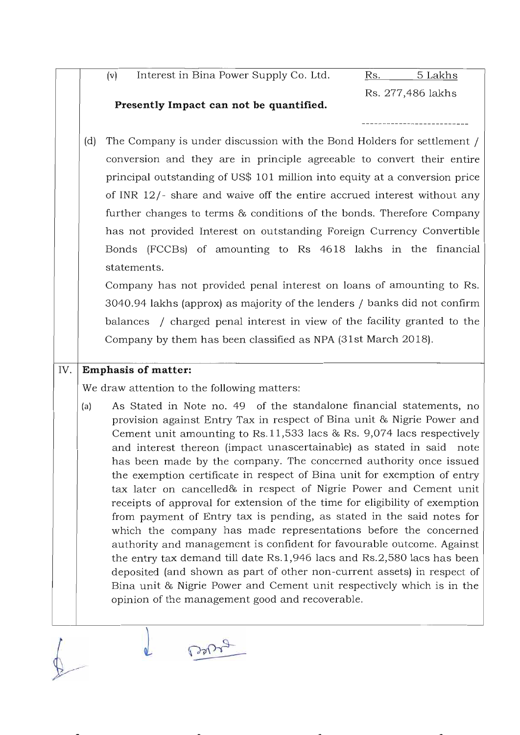(v) Interest in Bina Power Supply Co. Ltd. Rs. 5 Lakhs

Rs. 277,486 lakhs

**Presently Impact can not be quantified.**

(d) The Company is under discussion with the Bond Holders for settlement / conversion and they are in principle agreeable to convert their entire principal outstanding of US$ 101 million into equity at a conversion price of INR 12/- share and waive off the entire accrued interest without any further changes to terms & conditions of the bonds. Therefore Company has not provided Interest on outstanding Foreign Currency Convertible Bonds (FCCBs) of amounting to Rs 4618 lakhs in the financial statements.

Company has not provided penal interest on loans of amounting to Rs. 3040.94 lakhs (approx) as majority of the lenders / banks did not confirm balances / charged penal interest in view of the facility granted to the Company by them has been classified as NPA (31st March 2018).

## IV. Emphasis of matter:

We draw attention to the following matters:

(a) As Stated in Note no. 49 of the standalone financial statements, no provision against Entry Tax in respect of Bina unit & Nigrie Power and Cement unit amounting to Rs.11,533 lacs & Rs. 9,074 lacs respectively and interest thereon (impact unascertainable) as stated in said note has been made by the company. The concerned authority once issued the exemption certificate in respect of Bina unit for exemption of entry tax later on cancelled& in respect of Nigrie Power and Cement unit receipts of approval for extension of the time for eligibility of exemption from payment of Entry tax is pending, as stated in the said notes for which the company has made representations before the concerned authority and management is confident for favourable outcome. Against the entry tax demand till date Rs.1,946 lacs and Rs.2,580 lacs has been deposited (and shown as part of other non-current assets) in respect of Bina unit & Nigrie Power and Cement unit respectively which is in the opinion of the management good and recoverable.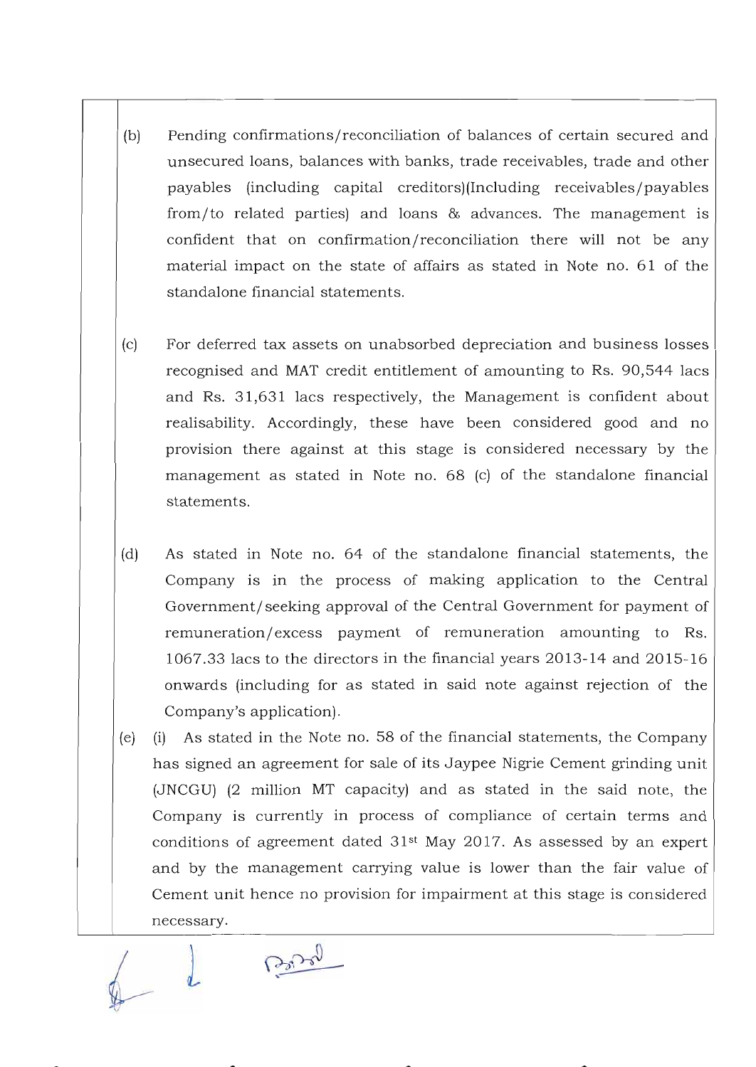(b) Pending confirmations/reconciliation of balances of certain secured and unsecured loans, balances with banks, trade receivables, trade and other payables (including capital creditors)(Including receivables/payables from/to related parties) and loans & advances. The management is confident that on confirmation/reconciliation there will not be any material impact on the state of affairs as stated in Note no. 61 of the standalone financial statements.

(c) For deferred tax assets on unabsorbed depreciation and business losses recognised and MAT credit entitlement of amounting to Rs. 90,544 lacs and Rs. 31,631 lacs respectively, the Management is confident about realisability. Accordingly, these have been considered good and no provision there against at this stage is considered necessary by the management as stated in Note no. 68 (c) of the standalone financial statements.

(d) As stated in Note no. 64 of the standalone financial statements, the Company is in the process of making application to the Central Government/seeking approval of the Central Government for payment of remuneration/excess payment of remuneration amounting to Rs. 1067.33 lacs to the directors in the financial years 2013-14 and 2015-16 onwards (including for as stated in said note against rejection of the Company's application).

(e) (i) As stated in the Note no. 58 of the financial statements, the Company has signed an agreement for sale of its Jaypee Nigrie Cement grinding unit (JNCGU) (2 million MT capacity) and as stated in the said note, the Company is currently in process of compliance of certain terms and conditions of agreement dated 31st May 2017. As assessed by an expert and by the management carrying value is lower than the fair value of Cement unit hence no provision for impairment at this stage is considered necessary.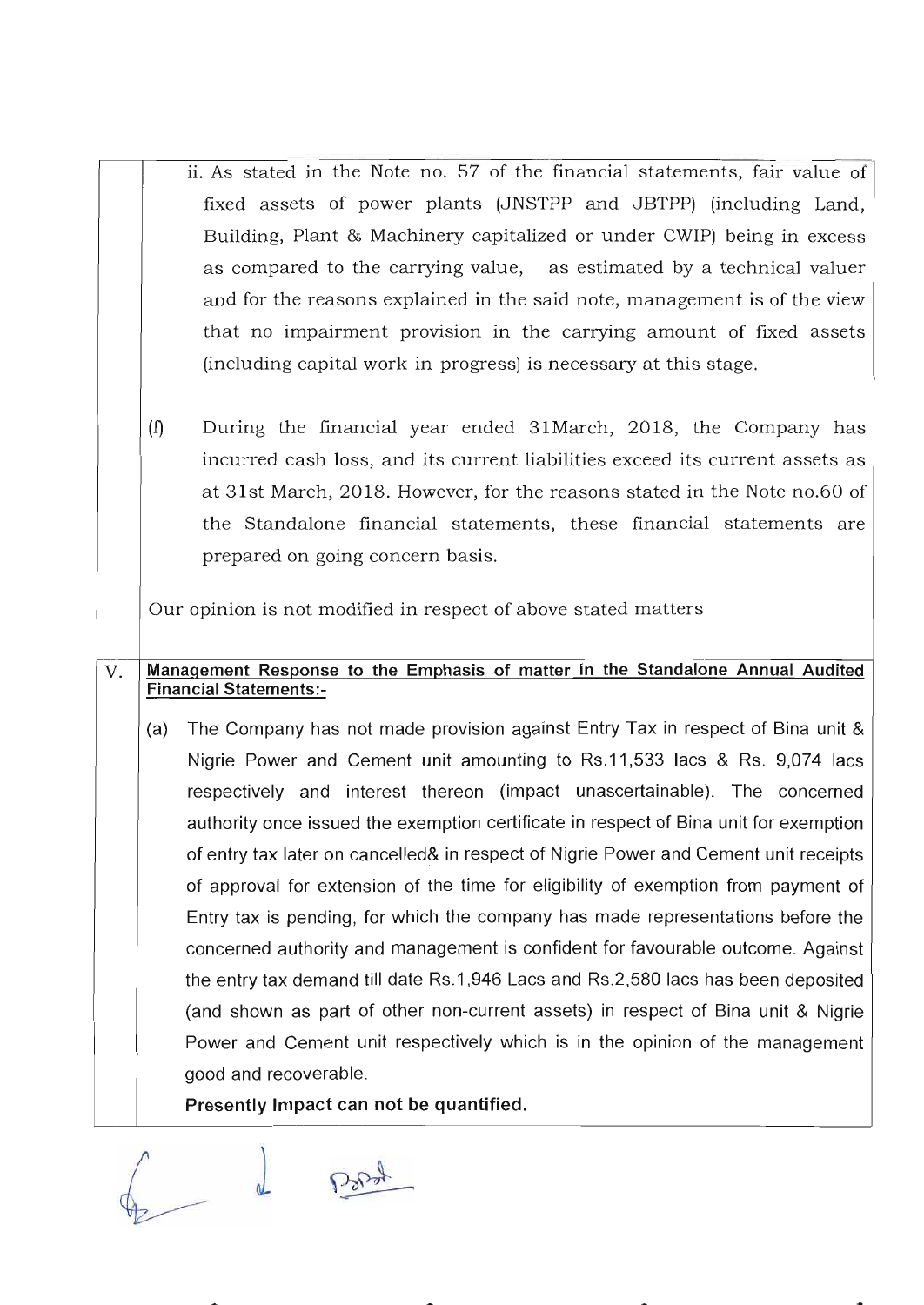ii. As stated in the Note no. 57 of the financial statements, fair value of fixed assets of power plants (JNSTPP and JBTPP) (including Land, Building, Plant & Machinery capitalized or under CWIP) being in excess as compared to the carrying value, as estimated by a technical valuer and for the reasons explained in the said note, management is of the view that no impairment provision in the carrying amount of fixed assets (including capital work-in-progress) is necessary at this stage.

(f) During the financial year ended 31March, 2018, the Company has incurred cash loss, and its current liabilities exceed its current assets as at 31st March, 2018. However, for the reasons stated in the Note no.60 of the Standalone financial statements, these financial statements are prepared on going concern basis.

Our opinion is not modified in respect of above stated matters

V. **Management Response to the Emphasis of matter in the Standalone Annual Audited Financial Statements:-**

(a) The Company has not made provision against Entry Tax in respect of Bina unit & Nigrie Power and Cement unit amounting to Rs.11,533 lacs & Rs. 9,074 lacs respectively and interest thereon (impact unascertainable). The concerned authority once issued the exemption certificate in respect of Bina unit for exemption of entry tax later on cancelled& in respect of Nigrie Power and Cement unit receipts of approval for extension of the time for eligibility of exemption from payment of Entry tax is pending, for which the company has made representations before the concerned authority and management is confident for favourable outcome. Against the entry tax demand till date Rs.1,946 Lacs and Rs.2,580 lacs has been deposited (and shown as part of other non-current assets) in respect of Bina unit & Nigrie Power and Cement unit respectively which is in the opinion of the management good and recoverable.

**Presently Impact can not be quantified.**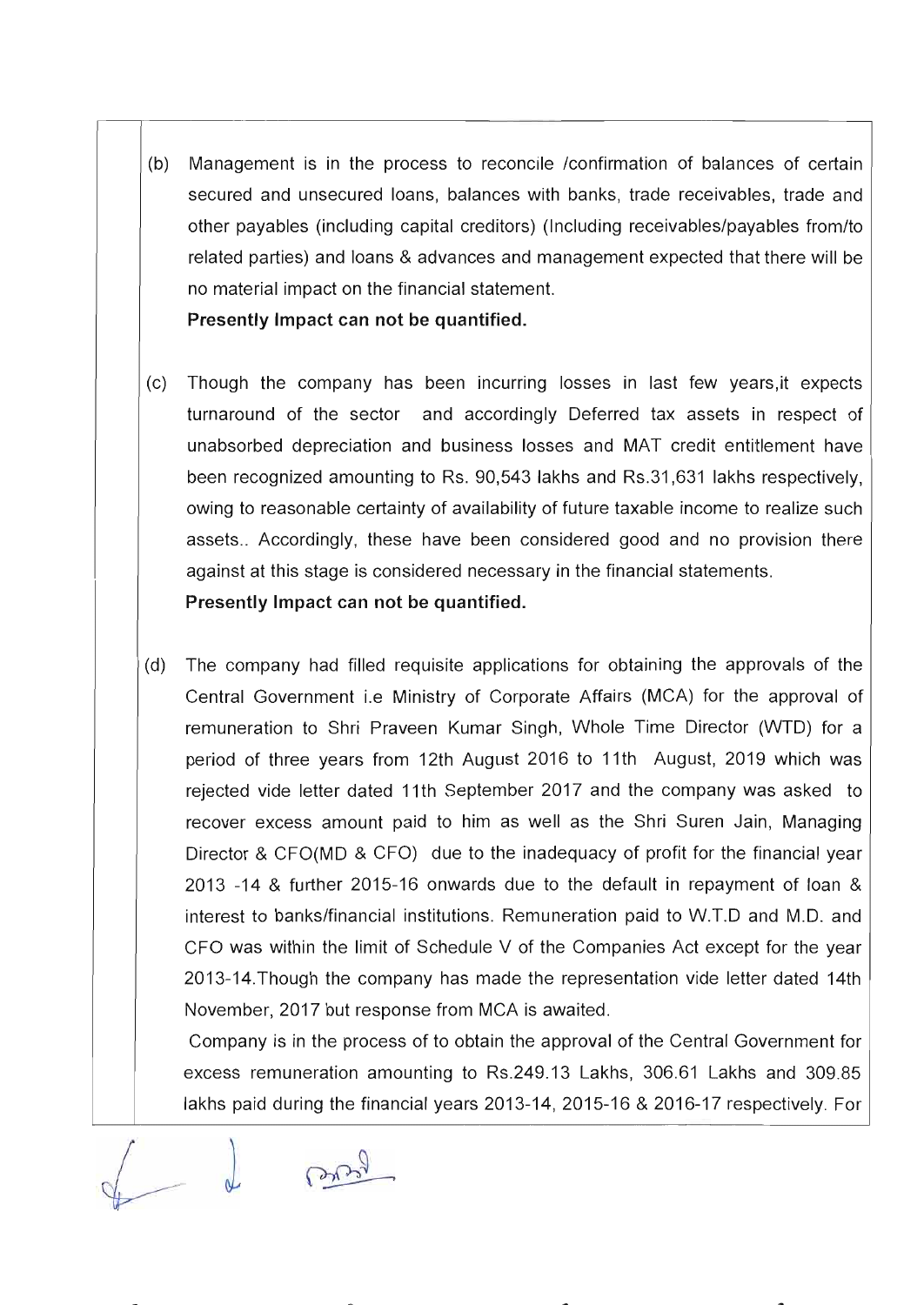(b) Management is in the process to reconcile /confirmation of balances of certain secured and unsecured loans, balances with banks, trade receivables, trade and other payables (including capital creditors) (Including receivables/payables from/to related parties) and loans & advances and management expected that there will be no material impact on the financial statement.

**Presently Impact can not be quantified.**

(c) Though the company has been incurring losses in last few years,it expects turnaround of the sector and accordingly Deferred tax assets in respect of unabsorbed depreciation and business losses and MAT credit entitlement have been recognized amounting to Rs. 90,543 lakhs and Rs.31,631 lakhs respectively, owing to reasonable certainty of availability of future taxable income to realize such assets.. Accordingly, these have been considered good and no provision there against at this stage is considered necessary in the financial statements.

**Presently Impact can not be quantified.**

(d) The company had filled requisite applications for obtaining the approvals of the Central Government i.e Ministry of Corporate Affairs (MCA) for the approval of remuneration to Shri Praveen Kumar Singh, Whole Time Director (WTD) for a period of three years from 12th August 2016 to 11th August, 2019 which was rejected vide letter dated 11th September 2017 and the company was asked to recover excess amount paid to him as well as the Shri Suren Jain, Managing Director & CFO(MD & CFO) due to the inadequacy of profit for the financial year 2013 -14 & further 2015-16 onwards due to the default in repayment of loan & interest to banks/financial institutions. Remuneration paid to W.T.D and M.D. and CFO was within the limit of Schedule V of the Companies Act except for the year 2013-14.Though the company has made the representation vide letter dated 14th November, 2017 but response from MCA is awaited.

Company is in the process of to obtain the approval of the Central Government for excess remuneration amounting to Rs.249.13 Lakhs, 306.61 Lakhs and 309.85 lakhs paid during the financial years 2013-14, 2015-16 & 2016-17 respectively. For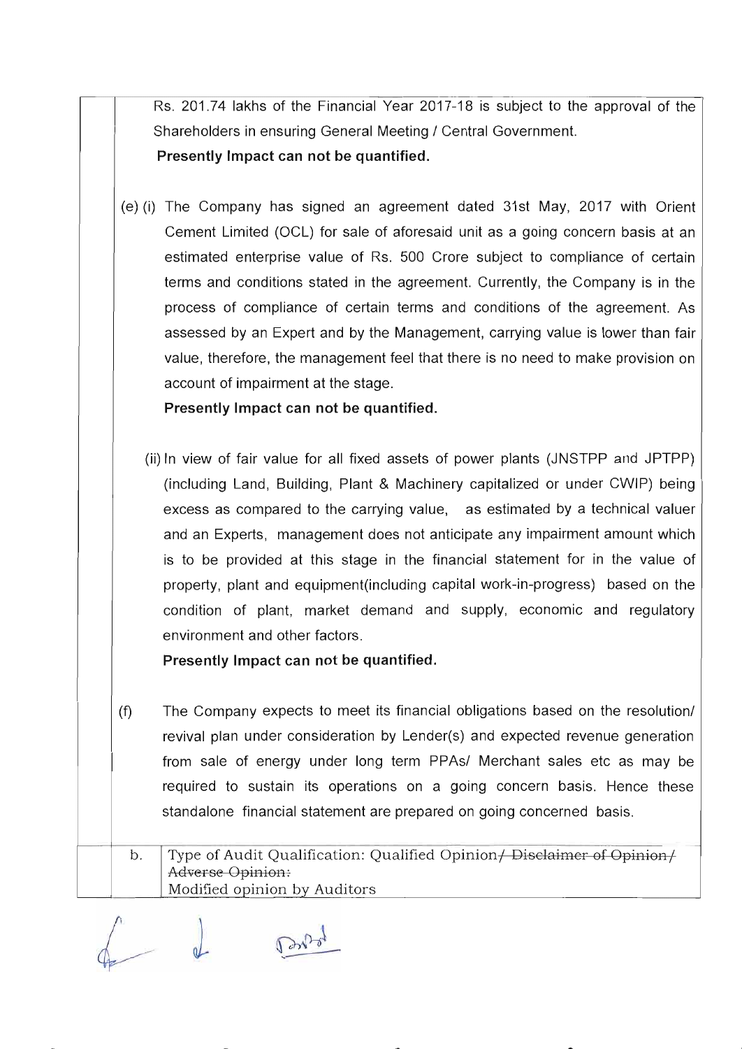Rs. 201.74 lakhs of the Financial Year 2017-18 is subject to the approval of the Shareholders in ensuring General Meeting / Central Government.

**Presently Impact can not be quantified.**

(e) (i) The Company has signed an agreement dated 31st May, 2017 with Orient Cement Limited (OCL) for sale of aforesaid unit as a going concern basis at an estimated enterprise value of Rs. 500 Crore subject to compliance of certain terms and conditions stated in the agreement. Currently, the Company is in the process of compliance of certain terms and conditions of the agreement. As assessed by an Expert and by the Management, carrying value is lower than fair value, therefore, the management feel that there is no need to make provision on account of impairment at the stage.

**Presently Impact can not be quantified.**

(ii) In view of fair value for all fixed assets of power plants (JNSTPP and JPTPP) (including Land, Building, Plant & Machinery capitalized or under CWIP) being excess as compared to the carrying value, as estimated by a technical valuer and an Experts, management does not anticipate any impairment amount which is to be provided at this stage in the financial statement for in the value of property, plant and equipment(including capital work-in-progress) based on the condition of plant, market demand and supply, economic and regulatory environment and other factors.

**Presently Impact can not be quantified.**

(f) The Company expects to meet its financial obligations based on the resolution/ revival plan under consideration by Lender(s) and expected revenue generation from sale of energy under long term PPAs/ Merchant sales etc as may be required to sustain its operations on a going concern basis. Hence these standalone financial statement are prepared on going concerned basis.

| b. | Type of Audit Qualification: Qualified Opinion~~/ Disclaimer of Opinion/ Adverse Opinion:~~<br>Modified opinion by Auditors |
|---|---|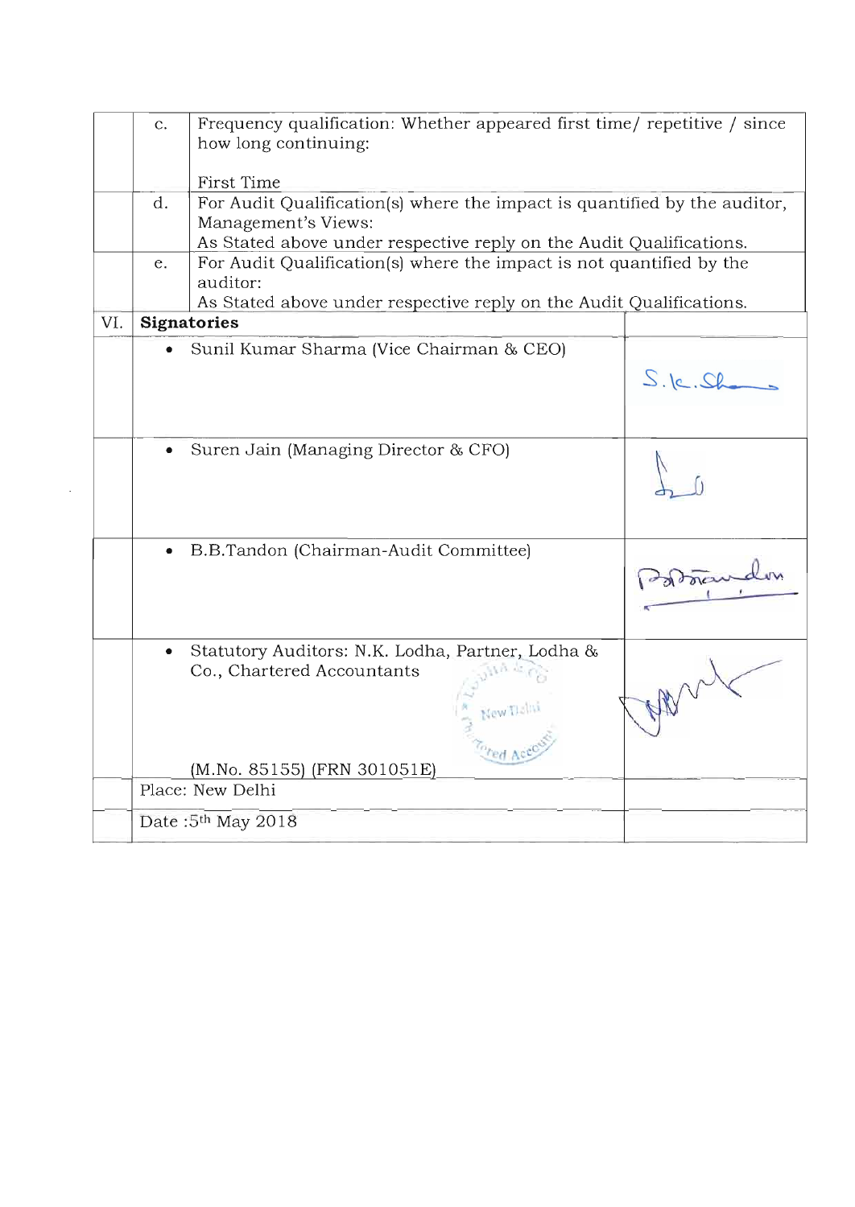|  |  |  |  |
|---|---|---|---|
|  | c. | Frequency qualification: Whether appeared first time/ repetitive / since how long continuing:<br><br>First Time | |
|  | d. | For Audit Qualification(s) where the impact is quantified by the auditor, Management's Views:<br>As Stated above under respective reply on the Audit Qualifications. | |
|  | e. | For Audit Qualification(s) where the impact is not quantified by the auditor:<br>As Stated above under respective reply on the Audit Qualifications. | |
| VI. | **Signatories** | | |
|  | • Sunil Kumar Sharma (Vice Chairman & CEO) | | S.K.Sh |
|  | • Suren Jain (Managing Director & CFO) | | |
|  | • B.B.Tandon (Chairman-Audit Committee) | | BBTandon |
|  | • Statutory Auditors: N.K. Lodha, Partner, Lodha & Co., Chartered Accountants<br><br>(M.No. 85155) (FRN 301051E) | | |
|  | Place: New Delhi | | |
|  | Date :5th May 2018 | | |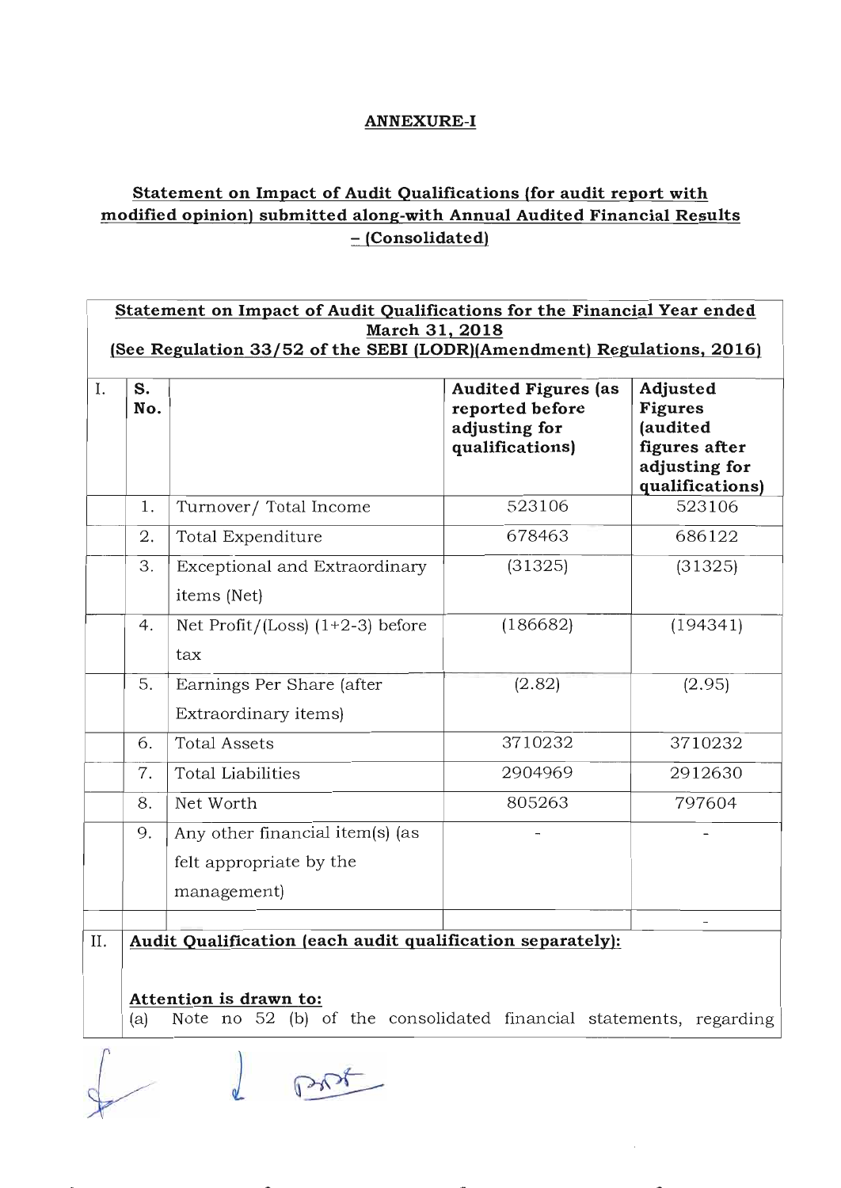## ANNEXURE-I

### Statement on Impact of Audit Qualifications (for audit report with modified opinion) submitted along-with Annual Audited Financial Results – (Consolidated)

**Statement on Impact of Audit Qualifications for the Financial Year ended March 31, 2018**
**(See Regulation 33/52 of the SEBI (LODR)(Amendment) Regulations, 2016)**

| I. | S. No. | | Audited Figures (as reported before adjusting for qualifications) | Adjusted Figures (audited figures after adjusting for qualifications) |
|---|---|---|---|---|
| | 1. | Turnover/ Total Income | 523106 | 523106 |
| | 2. | Total Expenditure | 678463 | 686122 |
| | 3. | Exceptional and Extraordinary items (Net) | (31325) | (31325) |
| | 4. | Net Profit/(Loss) (1+2-3) before tax | (186682) | (194341) |
| | 5. | Earnings Per Share (after Extraordinary items) | (2.82) | (2.95) |
| | 6. | Total Assets | 3710232 | 3710232 |
| | 7. | Total Liabilities | 2904969 | 2912630 |
| | 8. | Net Worth | 805263 | 797604 |
| | 9. | Any other financial item(s) (as felt appropriate by the management) | - | - |
| | | | | - |

II. **Audit Qualification (each audit qualification separately):**

**Attention is drawn to:**

(a) Note no 52 (b) of the consolidated financial statements, regarding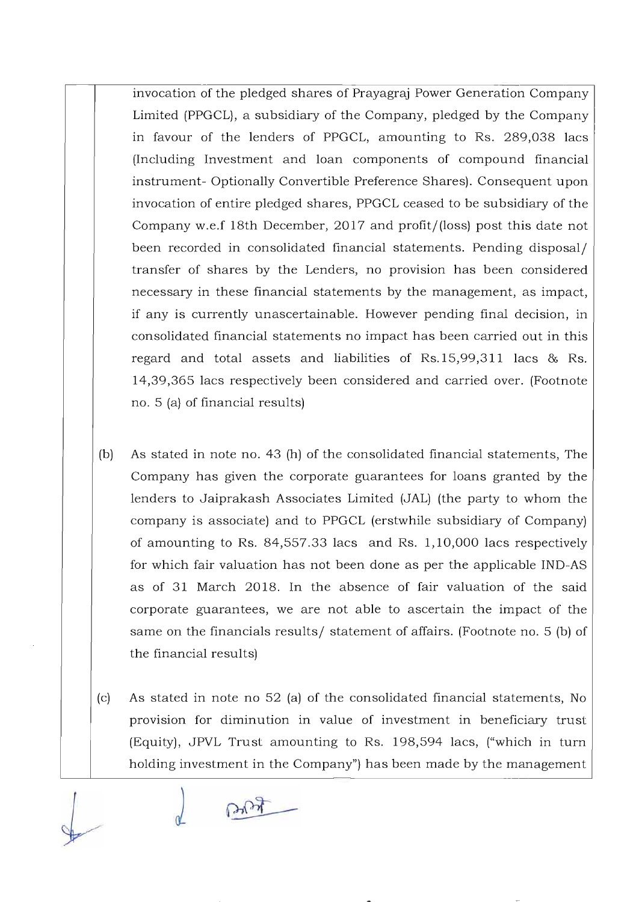invocation of the pledged shares of Prayagraj Power Generation Company Limited (PPGCL), a subsidiary of the Company, pledged by the Company in favour of the lenders of PPGCL, amounting to Rs. 289,038 lacs (Including Investment and loan components of compound financial instrument- Optionally Convertible Preference Shares). Consequent upon invocation of entire pledged shares, PPGCL ceased to be subsidiary of the Company w.e.f 18th December, 2017 and profit/(loss) post this date not been recorded in consolidated financial statements. Pending disposal/ transfer of shares by the Lenders, no provision has been considered necessary in these financial statements by the management, as impact, if any is currently unascertainable. However pending final decision, in consolidated financial statements no impact has been carried out in this regard and total assets and liabilities of Rs.15,99,311 lacs & Rs. 14,39,365 lacs respectively been considered and carried over. (Footnote no. 5 (a) of financial results)

(b) As stated in note no. 43 (h) of the consolidated financial statements, The Company has given the corporate guarantees for loans granted by the lenders to Jaiprakash Associates Limited (JAL) (the party to whom the company is associate) and to PPGCL (erstwhile subsidiary of Company) of amounting to Rs. 84,557.33 lacs and Rs. 1,10,000 lacs respectively for which fair valuation has not been done as per the applicable IND-AS as of 31 March 2018. In the absence of fair valuation of the said corporate guarantees, we are not able to ascertain the impact of the same on the financials results/ statement of affairs. (Footnote no. 5 (b) of the financial results)

(c) As stated in note no 52 (a) of the consolidated financial statements, No provision for diminution in value of investment in beneficiary trust (Equity), JPVL Trust amounting to Rs. 198,594 lacs, ("which in turn holding investment in the Company") has been made by the management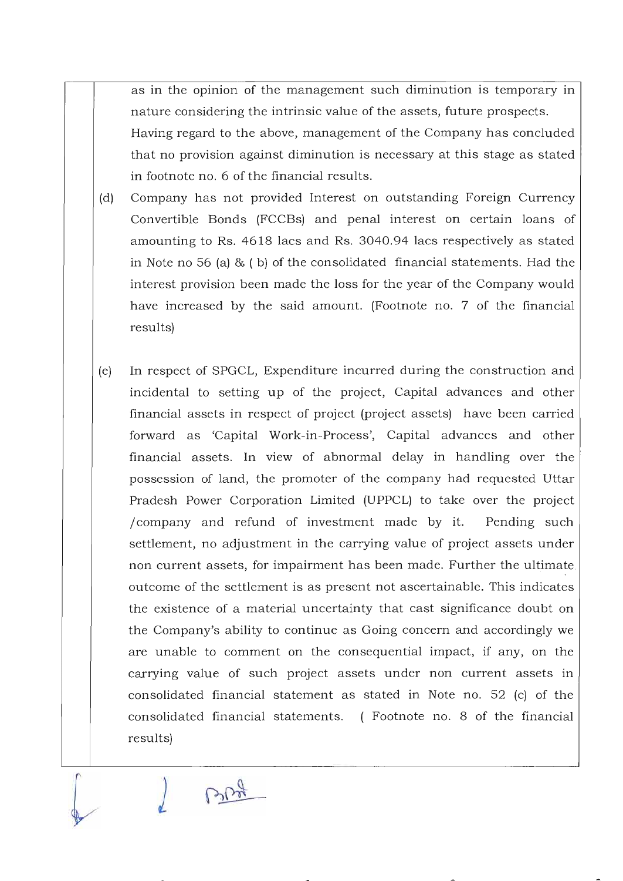as in the opinion of the management such diminution is temporary in nature considering the intrinsic value of the assets, future prospects. Having regard to the above, management of the Company has concluded that no provision against diminution is necessary at this stage as stated in footnote no. 6 of the financial results.

(d) Company has not provided Interest on outstanding Foreign Currency Convertible Bonds (FCCBs) and penal interest on certain loans of amounting to Rs. 4618 lacs and Rs. 3040.94 lacs respectively as stated in Note no 56 (a) & ( b) of the consolidated financial statements. Had the interest provision been made the loss for the year of the Company would have increased by the said amount. (Footnote no. 7 of the financial results)

(e) In respect of SPGCL, Expenditure incurred during the construction and incidental to setting up of the project, Capital advances and other financial assets in respect of project (project assets) have been carried forward as 'Capital Work-in-Process', Capital advances and other financial assets. In view of abnormal delay in handling over the possession of land, the promoter of the company had requested Uttar Pradesh Power Corporation Limited (UPPCL) to take over the project /company and refund of investment made by it. Pending such settlement, no adjustment in the carrying value of project assets under non current assets, for impairment has been made. Further the ultimate outcome of the settlement is as present not ascertainable. This indicates the existence of a material uncertainty that cast significance doubt on the Company's ability to continue as Going concern and accordingly we are unable to comment on the consequential impact, if any, on the carrying value of such project assets under non current assets in consolidated financial statement as stated in Note no. 52 (c) of the consolidated financial statements. ( Footnote no. 8 of the financial results)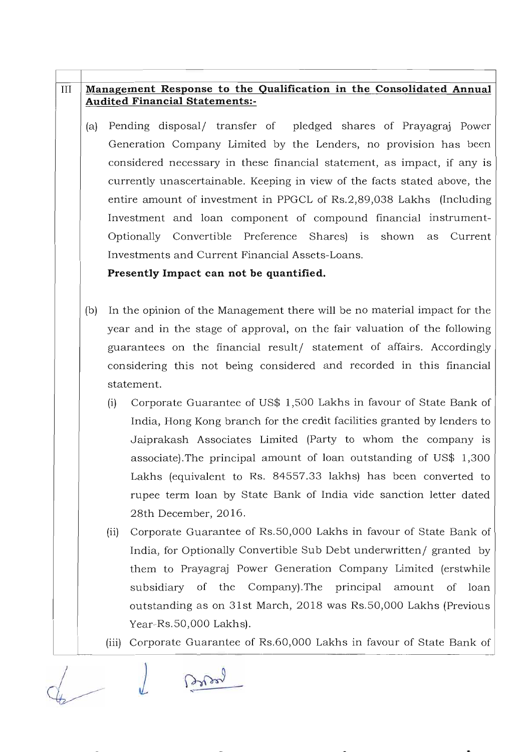## III Management Response to the Qualification in the Consolidated Annual Audited Financial Statements:-

(a) Pending disposal/ transfer of pledged shares of Prayagraj Power Generation Company Limited by the Lenders, no provision has been considered necessary in these financial statement, as impact, if any is currently unascertainable. Keeping in view of the facts stated above, the entire amount of investment in PPGCL of Rs.2,89,038 Lakhs (Including Investment and loan component of compound financial instrument-Optionally Convertible Preference Shares) is shown as Current Investments and Current Financial Assets-Loans.

**Presently Impact can not be quantified.**

(b) In the opinion of the Management there will be no material impact for the year and in the stage of approval, on the fair valuation of the following guarantees on the financial result/ statement of affairs. Accordingly considering this not being considered and recorded in this financial statement.

(i) Corporate Guarantee of US$ 1,500 Lakhs in favour of State Bank of India, Hong Kong branch for the credit facilities granted by lenders to Jaiprakash Associates Limited (Party to whom the company is associate).The principal amount of loan outstanding of US$ 1,300 Lakhs (equivalent to Rs. 84557.33 lakhs) has been converted to rupee term loan by State Bank of India vide sanction letter dated 28th December, 2016.

(ii) Corporate Guarantee of Rs.50,000 Lakhs in favour of State Bank of India, for Optionally Convertible Sub Debt underwritten/ granted by them to Prayagraj Power Generation Company Limited (erstwhile subsidiary of the Company).The principal amount of loan outstanding as on 31st March, 2018 was Rs.50,000 Lakhs (Previous Year-Rs.50,000 Lakhs).

(iii) Corporate Guarantee of Rs.60,000 Lakhs in favour of State Bank of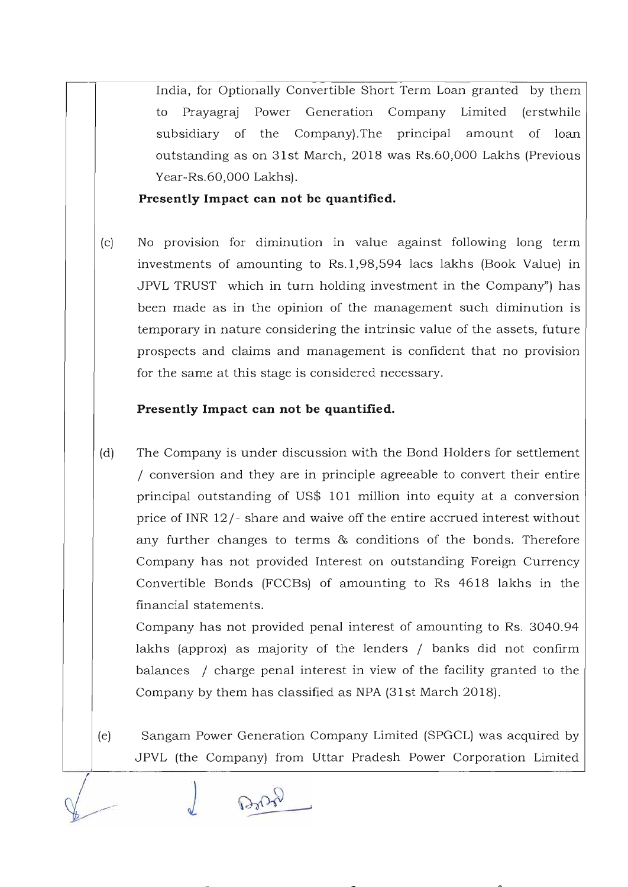India, for Optionally Convertible Short Term Loan granted by them to Prayagraj Power Generation Company Limited (erstwhile subsidiary of the Company).The principal amount of loan outstanding as on 31st March, 2018 was Rs.60,000 Lakhs (Previous Year-Rs.60,000 Lakhs).

**Presently Impact can not be quantified.**

(c) No provision for diminution in value against following long term investments of amounting to Rs.1,98,594 lacs lakhs (Book Value) in JPVL TRUST which in turn holding investment in the Company") has been made as in the opinion of the management such diminution is temporary in nature considering the intrinsic value of the assets, future prospects and claims and management is confident that no provision for the same at this stage is considered necessary.

**Presently Impact can not be quantified.**

(d) The Company is under discussion with the Bond Holders for settlement / conversion and they are in principle agreeable to convert their entire principal outstanding of US$ 101 million into equity at a conversion price of INR 12/- share and waive off the entire accrued interest without any further changes to terms & conditions of the bonds. Therefore Company has not provided Interest on outstanding Foreign Currency Convertible Bonds (FCCBs) of amounting to Rs 4618 lakhs in the financial statements.

Company has not provided penal interest of amounting to Rs. 3040.94 lakhs (approx) as majority of the lenders / banks did not confirm balances / charge penal interest in view of the facility granted to the Company by them has classified as NPA (31st March 2018).

(e) Sangam Power Generation Company Limited (SPGCL) was acquired by JPVL (the Company) from Uttar Pradesh Power Corporation Limited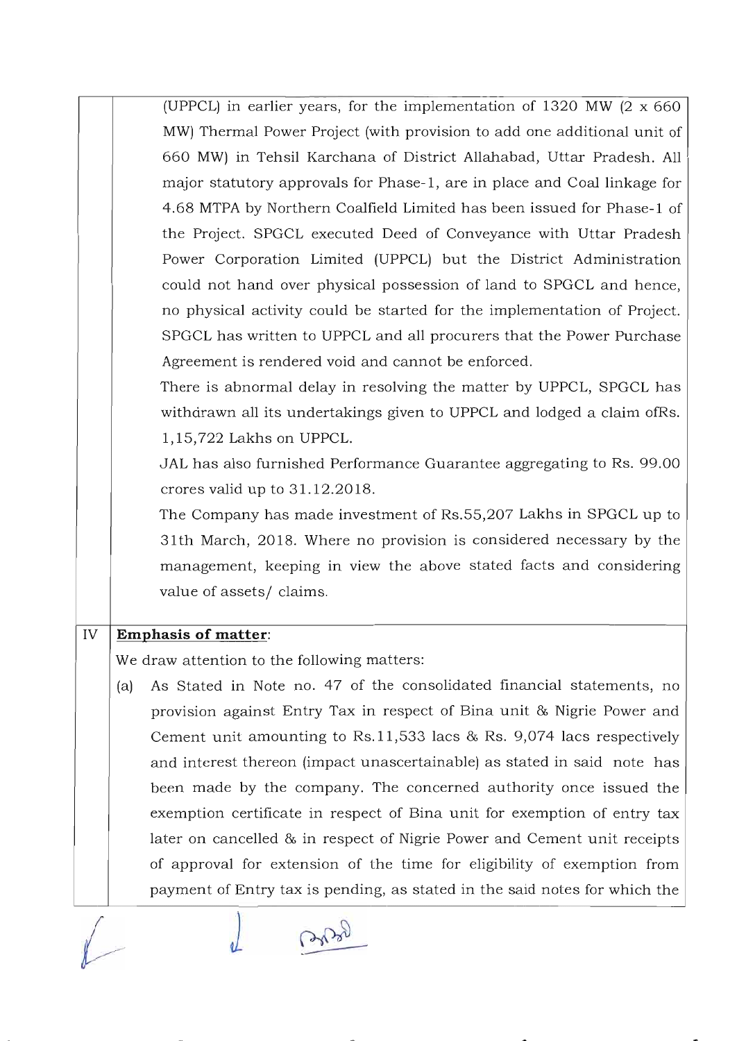(UPPCL) in earlier years, for the implementation of 1320 MW (2 x 660 MW) Thermal Power Project (with provision to add one additional unit of 660 MW) in Tehsil Karchana of District Allahabad, Uttar Pradesh. All major statutory approvals for Phase-1, are in place and Coal linkage for 4.68 MTPA by Northern Coalfield Limited has been issued for Phase-1 of the Project. SPGCL executed Deed of Conveyance with Uttar Pradesh Power Corporation Limited (UPPCL) but the District Administration could not hand over physical possession of land to SPGCL and hence, no physical activity could be started for the implementation of Project. SPGCL has written to UPPCL and all procurers that the Power Purchase Agreement is rendered void and cannot be enforced.

There is abnormal delay in resolving the matter by UPPCL, SPGCL has withdrawn all its undertakings given to UPPCL and lodged a claim ofRs. 1,15,722 Lakhs on UPPCL.

JAL has also furnished Performance Guarantee aggregating to Rs. 99.00 crores valid up to 31.12.2018.

The Company has made investment of Rs.55,207 Lakhs in SPGCL up to 31th March, 2018. Where no provision is considered necessary by the management, keeping in view the above stated facts and considering value of assets/ claims.

IV **Emphasis of matter**:

We draw attention to the following matters:

(a) As Stated in Note no. 47 of the consolidated financial statements, no provision against Entry Tax in respect of Bina unit & Nigrie Power and Cement unit amounting to Rs.11,533 lacs & Rs. 9,074 lacs respectively and interest thereon (impact unascertainable) as stated in said note has been made by the company. The concerned authority once issued the exemption certificate in respect of Bina unit for exemption of entry tax later on cancelled & in respect of Nigrie Power and Cement unit receipts of approval for extension of the time for eligibility of exemption from payment of Entry tax is pending, as stated in the said notes for which the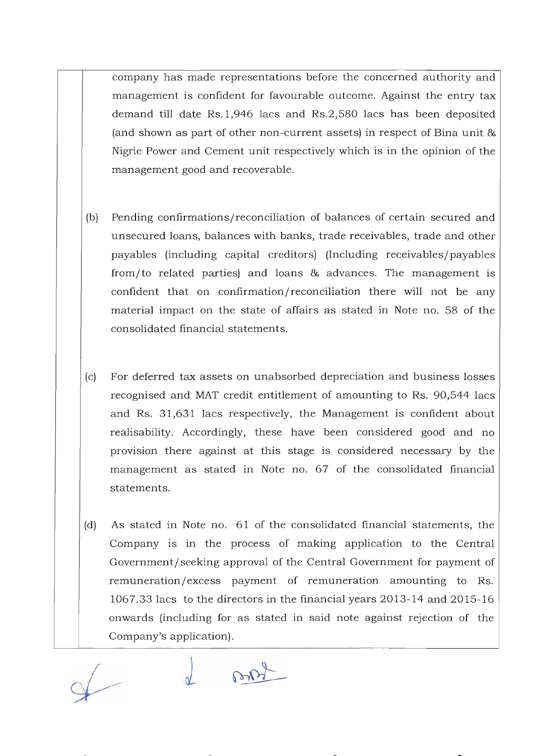company has made representations before the concerned authority and management is confident for favourable outcome. Against the entry tax demand till date Rs.1,946 lacs and Rs.2,580 lacs has been deposited (and shown as part of other non-current assets) in respect of Bina unit & Nigrie Power and Cement unit respectively which is in the opinion of the management good and recoverable.

(b) Pending confirmations/reconciliation of balances of certain secured and unsecured loans, balances with banks, trade receivables, trade and other payables (including capital creditors) (Including receivables/payables from/to related parties) and loans & advances. The management is confident that on confirmation/reconciliation there will not be any material impact on the state of affairs as stated in Note no. 58 of the consolidated financial statements.

(c) For deferred tax assets on unabsorbed depreciation and business losses recognised and MAT credit entitlement of amounting to Rs. 90,544 lacs and Rs. 31,631 lacs respectively, the Management is confident about realisability. Accordingly, these have been considered good and no provision there against at this stage is considered necessary by the management as stated in Note no. 67 of the consolidated financial statements.

(d) As stated in Note no. 61 of the consolidated financial statements, the Company is in the process of making application to the Central Government/seeking approval of the Central Government for payment of remuneration/excess payment of remuneration amounting to Rs. 1067.33 lacs to the directors in the financial years 2013-14 and 2015-16 onwards (including for as stated in said note against rejection of the Company's application).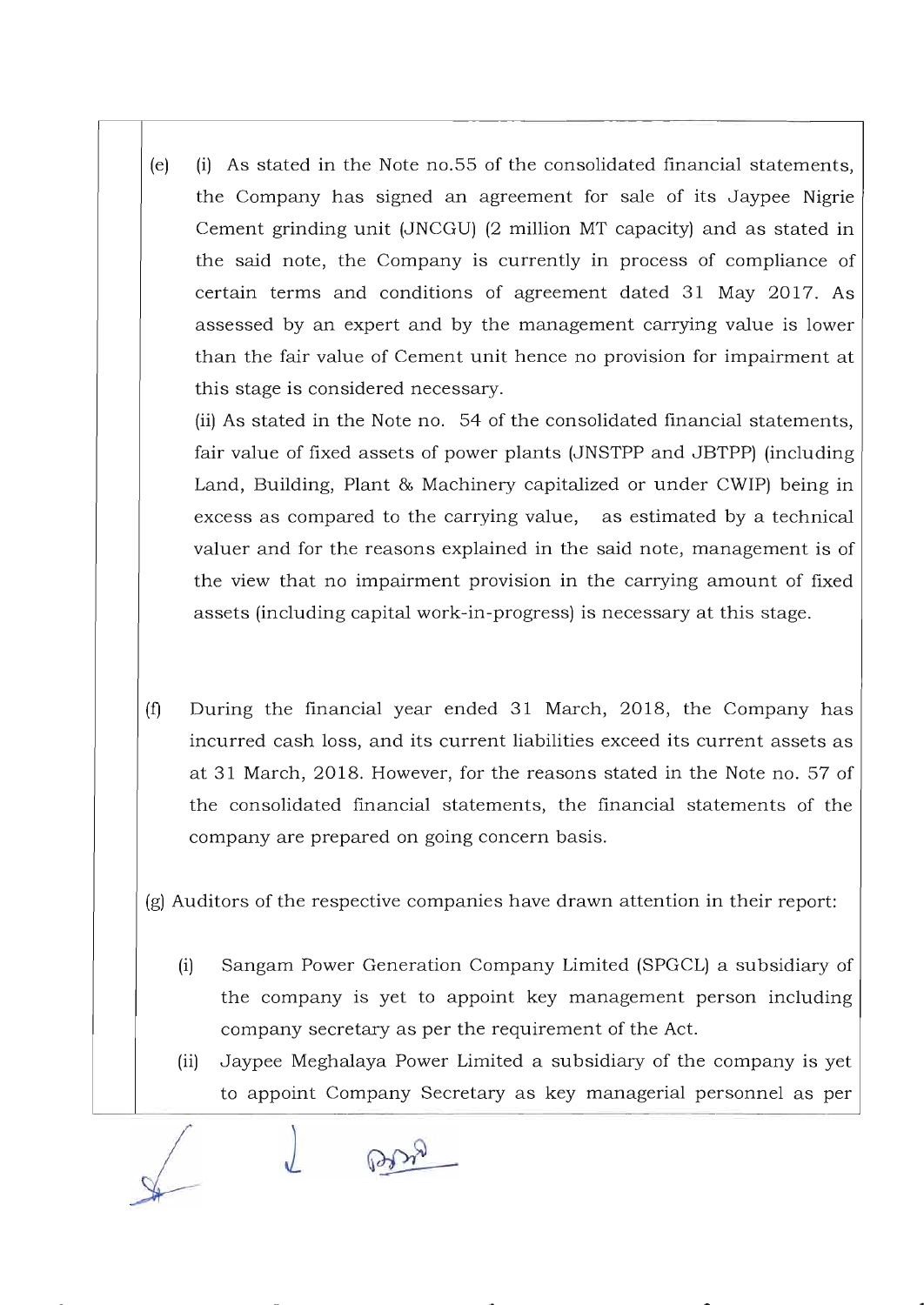(e) (i) As stated in the Note no.55 of the consolidated financial statements, the Company has signed an agreement for sale of its Jaypee Nigrie Cement grinding unit (JNCGU) (2 million MT capacity) and as stated in the said note, the Company is currently in process of compliance of certain terms and conditions of agreement dated 31 May 2017. As assessed by an expert and by the management carrying value is lower than the fair value of Cement unit hence no provision for impairment at this stage is considered necessary.

(ii) As stated in the Note no. 54 of the consolidated financial statements, fair value of fixed assets of power plants (JNSTPP and JBTPP) (including Land, Building, Plant & Machinery capitalized or under CWIP) being in excess as compared to the carrying value, as estimated by a technical valuer and for the reasons explained in the said note, management is of the view that no impairment provision in the carrying amount of fixed assets (including capital work-in-progress) is necessary at this stage.

(f) During the financial year ended 31 March, 2018, the Company has incurred cash loss, and its current liabilities exceed its current assets as at 31 March, 2018. However, for the reasons stated in the Note no. 57 of the consolidated financial statements, the financial statements of the company are prepared on going concern basis.

(g) Auditors of the respective companies have drawn attention in their report:

(i) Sangam Power Generation Company Limited (SPGCL) a subsidiary of the company is yet to appoint key management person including company secretary as per the requirement of the Act.

(ii) Jaypee Meghalaya Power Limited a subsidiary of the company is yet to appoint Company Secretary as key managerial personnel as per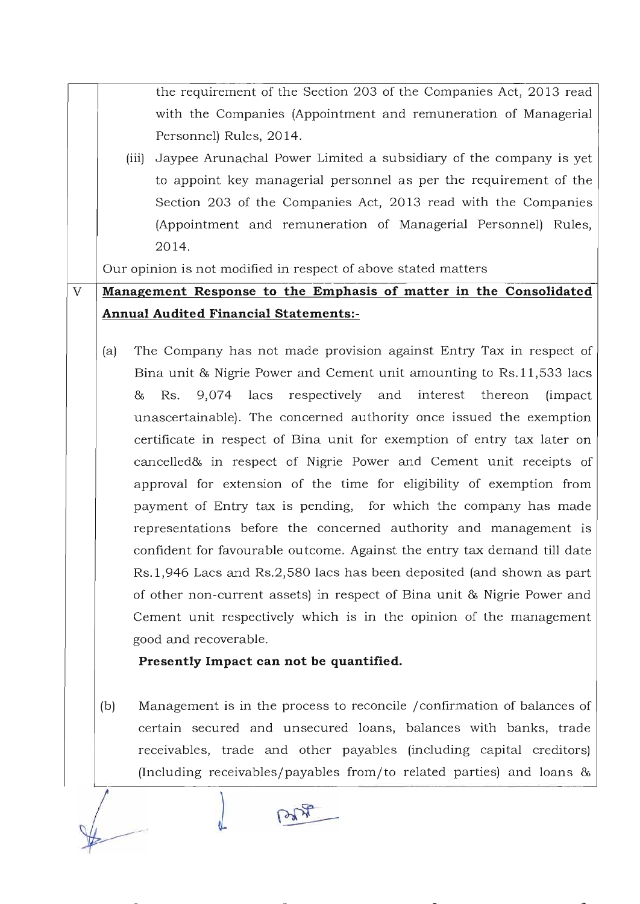the requirement of the Section 203 of the Companies Act, 2013 read with the Companies (Appointment and remuneration of Managerial Personnel) Rules, 2014.

(iii) Jaypee Arunachal Power Limited a subsidiary of the company is yet to appoint key managerial personnel as per the requirement of the Section 203 of the Companies Act, 2013 read with the Companies (Appointment and remuneration of Managerial Personnel) Rules, 2014.

Our opinion is not modified in respect of above stated matters

## V **Management Response to the Emphasis of matter in the Consolidated Annual Audited Financial Statements:-**

(a) The Company has not made provision against Entry Tax in respect of Bina unit & Nigrie Power and Cement unit amounting to Rs.11,533 lacs & Rs. 9,074 lacs respectively and interest thereon (impact unascertainable). The concerned authority once issued the exemption certificate in respect of Bina unit for exemption of entry tax later on cancelled& in respect of Nigrie Power and Cement unit receipts of approval for extension of the time for eligibility of exemption from payment of Entry tax is pending, for which the company has made representations before the concerned authority and management is confident for favourable outcome. Against the entry tax demand till date Rs.1,946 Lacs and Rs.2,580 lacs has been deposited (and shown as part of other non-current assets) in respect of Bina unit & Nigrie Power and Cement unit respectively which is in the opinion of the management good and recoverable.

**Presently Impact can not be quantified.**

(b) Management is in the process to reconcile /confirmation of balances of certain secured and unsecured loans, balances with banks, trade receivables, trade and other payables (including capital creditors) (Including receivables/payables from/to related parties) and loans &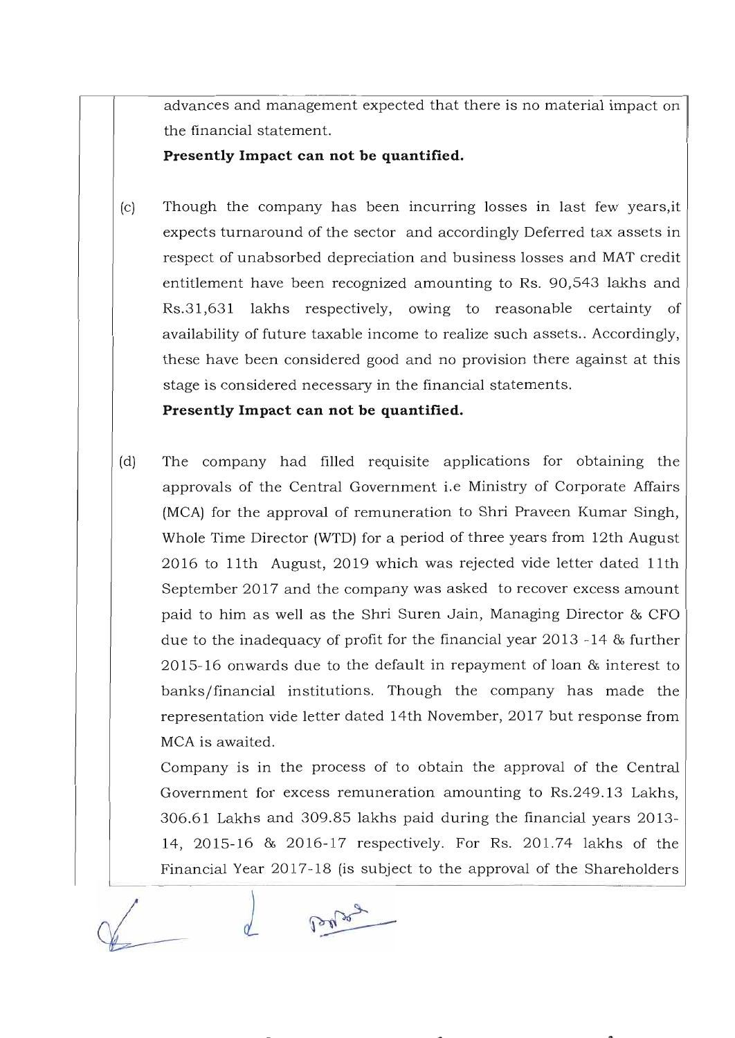advances and management expected that there is no material impact on the financial statement.

**Presently Impact can not be quantified.**

(c) Though the company has been incurring losses in last few years,it expects turnaround of the sector and accordingly Deferred tax assets in respect of unabsorbed depreciation and business losses and MAT credit entitlement have been recognized amounting to Rs. 90,543 lakhs and Rs.31,631 lakhs respectively, owing to reasonable certainty of availability of future taxable income to realize such assets.. Accordingly, these have been considered good and no provision there against at this stage is considered necessary in the financial statements.

**Presently Impact can not be quantified.**

(d) The company had filled requisite applications for obtaining the approvals of the Central Government i.e Ministry of Corporate Affairs (MCA) for the approval of remuneration to Shri Praveen Kumar Singh, Whole Time Director (WTD) for a period of three years from 12th August 2016 to 11th August, 2019 which was rejected vide letter dated 11th September 2017 and the company was asked to recover excess amount paid to him as well as the Shri Suren Jain, Managing Director & CFO due to the inadequacy of profit for the financial year 2013 -14 & further 2015-16 onwards due to the default in repayment of loan & interest to banks/financial institutions. Though the company has made the representation vide letter dated 14th November, 2017 but response from MCA is awaited.

Company is in the process of to obtain the approval of the Central Government for excess remuneration amounting to Rs.249.13 Lakhs, 306.61 Lakhs and 309.85 lakhs paid during the financial years 2013-14, 2015-16 & 2016-17 respectively. For Rs. 201.74 lakhs of the Financial Year 2017-18 (is subject to the approval of the Shareholders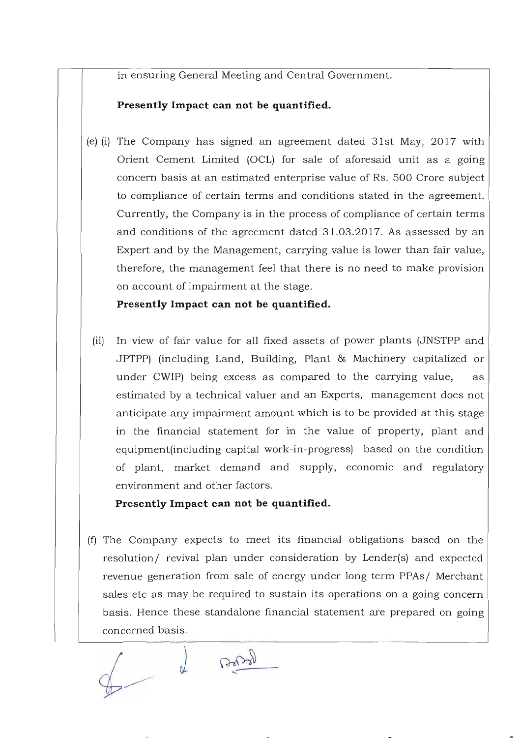in ensuring General Meeting and Central Government.

**Presently Impact can not be quantified.**

(e) (i) The Company has signed an agreement dated 31st May, 2017 with Orient Cement Limited (OCL) for sale of aforesaid unit as a going concern basis at an estimated enterprise value of Rs. 500 Crore subject to compliance of certain terms and conditions stated in the agreement. Currently, the Company is in the process of compliance of certain terms and conditions of the agreement dated 31.03.2017. As assessed by an Expert and by the Management, carrying value is lower than fair value, therefore, the management feel that there is no need to make provision on account of impairment at the stage.

**Presently Impact can not be quantified.**

(ii) In view of fair value for all fixed assets of power plants (JNSTPP and JPTPP) (including Land, Building, Plant & Machinery capitalized or under CWIP) being excess as compared to the carrying value, as estimated by a technical valuer and an Experts, management does not anticipate any impairment amount which is to be provided at this stage in the financial statement for in the value of property, plant and equipment(including capital work-in-progress) based on the condition of plant, market demand and supply, economic and regulatory environment and other factors.

**Presently Impact can not be quantified.**

(f) The Company expects to meet its financial obligations based on the resolution/ revival plan under consideration by Lender(s) and expected revenue generation from sale of energy under long term PPAs/ Merchant sales etc as may be required to sustain its operations on a going concern basis. Hence these standalone financial statement are prepared on going concerned basis.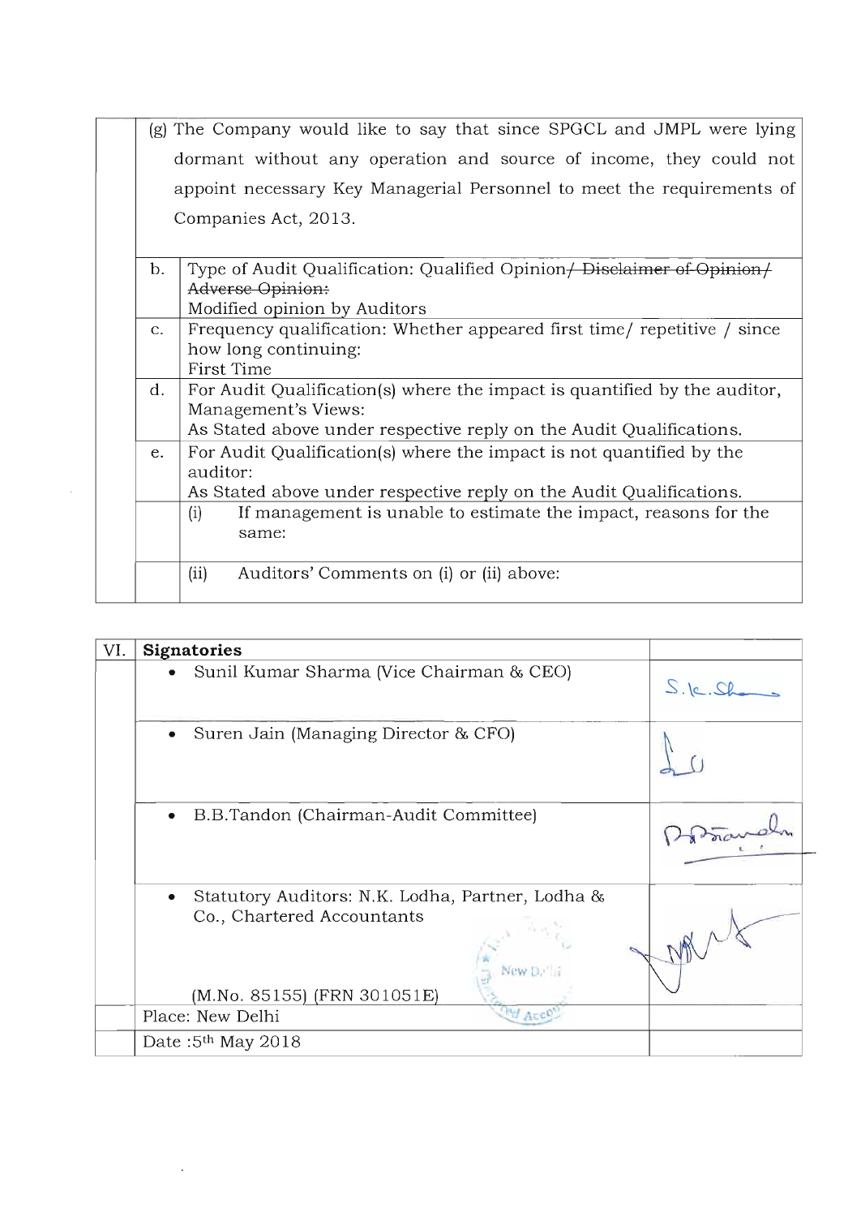| | | |
|---|---|---|
| | (g) The Company would like to say that since SPGCL and JMPL were lying dormant without any operation and source of income, they could not appoint necessary Key Managerial Personnel to meet the requirements of Companies Act, 2013. | |
| b. | Type of Audit Qualification: Qualified Opinion~~/ Disclaimer of Opinion/ Adverse Opinion:~~ Modified opinion by Auditors | |
| c. | Frequency qualification: Whether appeared first time/ repetitive / since how long continuing: First Time | |
| d. | For Audit Qualification(s) where the impact is quantified by the auditor, Management's Views: As Stated above under respective reply on the Audit Qualifications. | |
| e. | For Audit Qualification(s) where the impact is not quantified by the auditor: As Stated above under respective reply on the Audit Qualifications. | |
| | (i) If management is unable to estimate the impact, reasons for the same: | |
| | (ii) Auditors' Comments on (i) or (ii) above: | |

| VI. | **Signatories** | |
|---|---|---|
| | • Sunil Kumar Sharma (Vice Chairman & CEO) | S.K.Sharma |
| | • Suren Jain (Managing Director & CFO) | |
| | • B.B.Tandon (Chairman-Audit Committee) | |
| | • Statutory Auditors: N.K. Lodha, Partner, Lodha & Co., Chartered Accountants (M.No. 85155) (FRN 301051E) | |
| | Place: New Delhi | |
| | Date :5th May 2018 | |